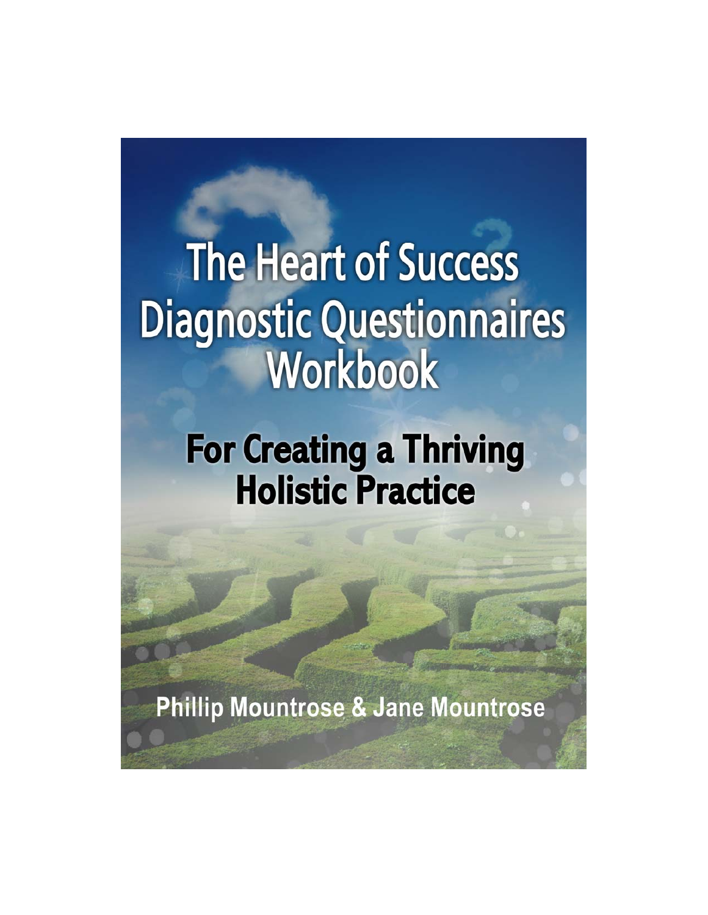# The Heart of Success Diagnostic Questionnaires Workbook

## For Creating a Thriving Holistic Practice

Phillip Mountrose & Jane Mountrose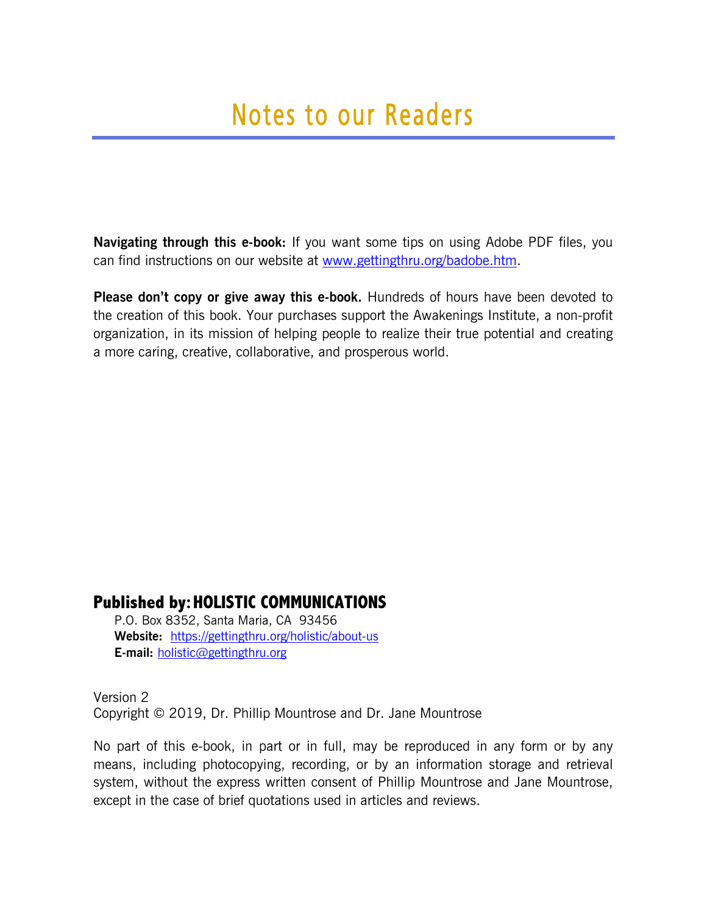# Notes to our Readers

**Navigating through this e-book:** If you want some tips on using Adobe PDF files, you can find instructions on our website at www.gettingthru.org/badobe.htm.

**Please don't copy or give away this e-book.** Hundreds of hours have been devoted to the creation of this book. Your purchases support the Awakenings Institute, a non-profit organization, in its mission of helping people to realize their true potential and creating a more caring, creative, collaborative, and prosperous world.

**Published by: HOLISTIC COMMUNICATIONS**
P.O. Box 8352, Santa Maria, CA 93456
**Website:** https://gettingthru.org/holistic/about-us
**E-mail:** holistic@gettingthru.org

Version 2
Copyright © 2019, Dr. Phillip Mountrose and Dr. Jane Mountrose

No part of this e-book, in part or in full, may be reproduced in any form or by any means, including photocopying, recording, or by an information storage and retrieval system, without the express written consent of Phillip Mountrose and Jane Mountrose, except in the case of brief quotations used in articles and reviews.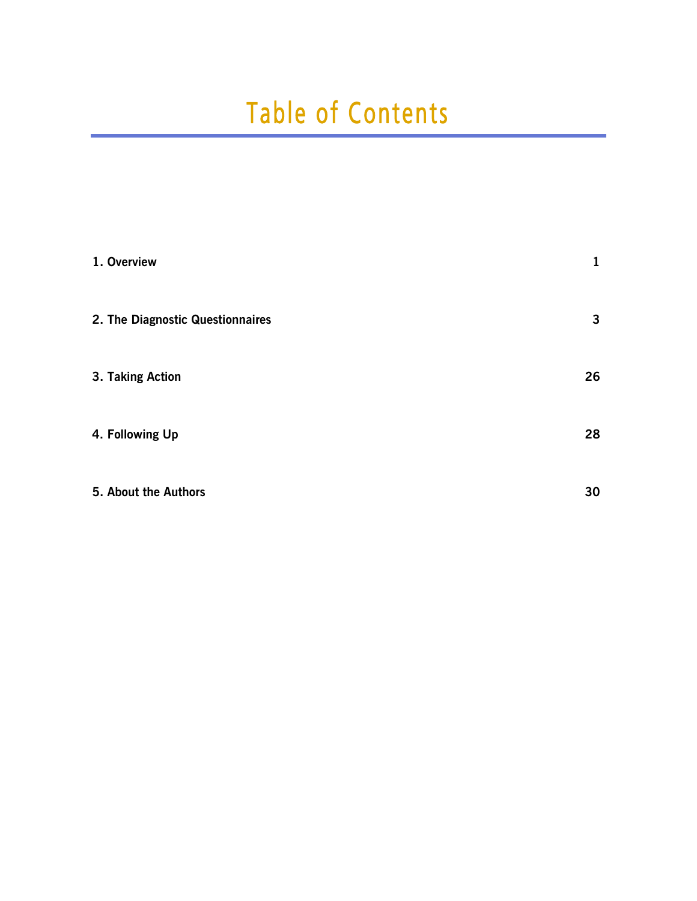# Table of Contents

| | |
|---|---|
| **1. Overview** | **1** |
| **2. The Diagnostic Questionnaires** | **3** |
| **3. Taking Action** | **26** |
| **4. Following Up** | **28** |
| **5. About the Authors** | **30** |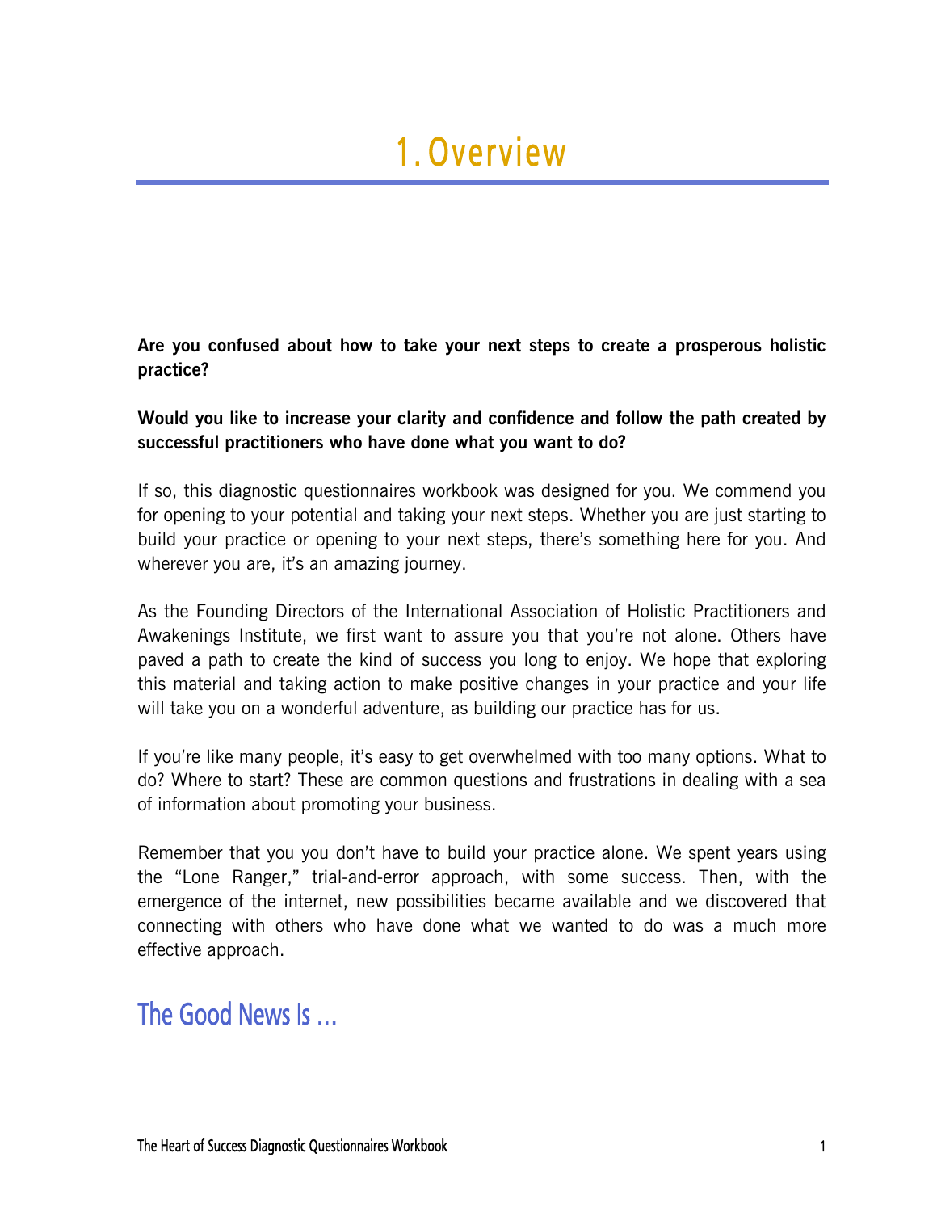# 1. Overview

**Are you confused about how to take your next steps to create a prosperous holistic practice?**

**Would you like to increase your clarity and confidence and follow the path created by successful practitioners who have done what you want to do?**

If so, this diagnostic questionnaires workbook was designed for you. We commend you for opening to your potential and taking your next steps. Whether you are just starting to build your practice or opening to your next steps, there's something here for you. And wherever you are, it's an amazing journey.

As the Founding Directors of the International Association of Holistic Practitioners and Awakenings Institute, we first want to assure you that you're not alone. Others have paved a path to create the kind of success you long to enjoy. We hope that exploring this material and taking action to make positive changes in your practice and your life will take you on a wonderful adventure, as building our practice has for us.

If you're like many people, it's easy to get overwhelmed with too many options. What to do? Where to start? These are common questions and frustrations in dealing with a sea of information about promoting your business.

Remember that you you don't have to build your practice alone. We spent years using the "Lone Ranger," trial-and-error approach, with some success. Then, with the emergence of the internet, new possibilities became available and we discovered that connecting with others who have done what we wanted to do was a much more effective approach.

## The Good News Is …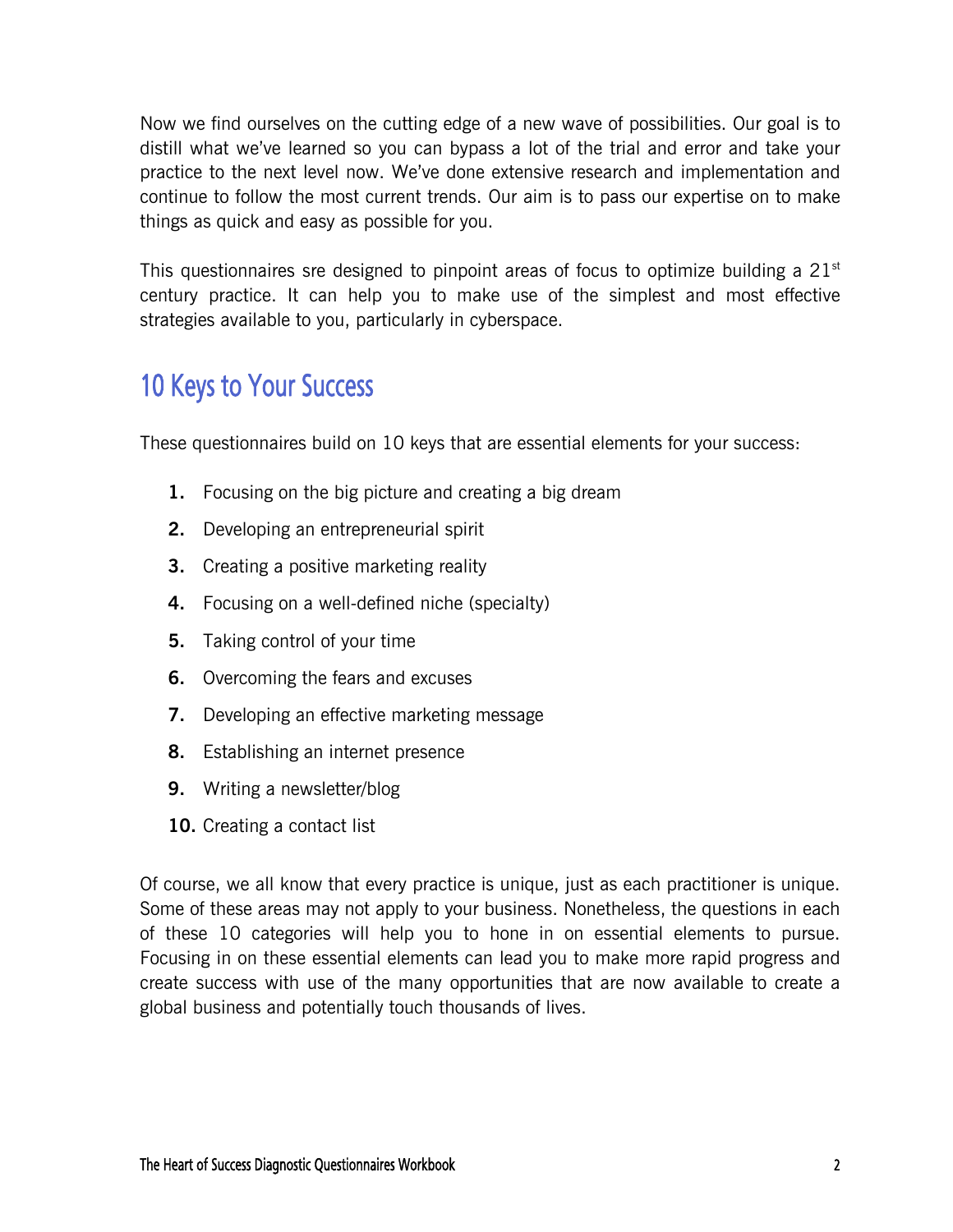Now we find ourselves on the cutting edge of a new wave of possibilities. Our goal is to distill what we've learned so you can bypass a lot of the trial and error and take your practice to the next level now. We've done extensive research and implementation and continue to follow the most current trends. Our aim is to pass our expertise on to make things as quick and easy as possible for you.

This questionnaires sre designed to pinpoint areas of focus to optimize building a 21st century practice. It can help you to make use of the simplest and most effective strategies available to you, particularly in cyberspace.

## 10 Keys to Your Success

These questionnaires build on 10 keys that are essential elements for your success:

1. Focusing on the big picture and creating a big dream
2. Developing an entrepreneurial spirit
3. Creating a positive marketing reality
4. Focusing on a well-defined niche (specialty)
5. Taking control of your time
6. Overcoming the fears and excuses
7. Developing an effective marketing message
8. Establishing an internet presence
9. Writing a newsletter/blog
10. Creating a contact list

Of course, we all know that every practice is unique, just as each practitioner is unique. Some of these areas may not apply to your business. Nonetheless, the questions in each of these 10 categories will help you to hone in on essential elements to pursue. Focusing in on these essential elements can lead you to make more rapid progress and create success with use of the many opportunities that are now available to create a global business and potentially touch thousands of lives.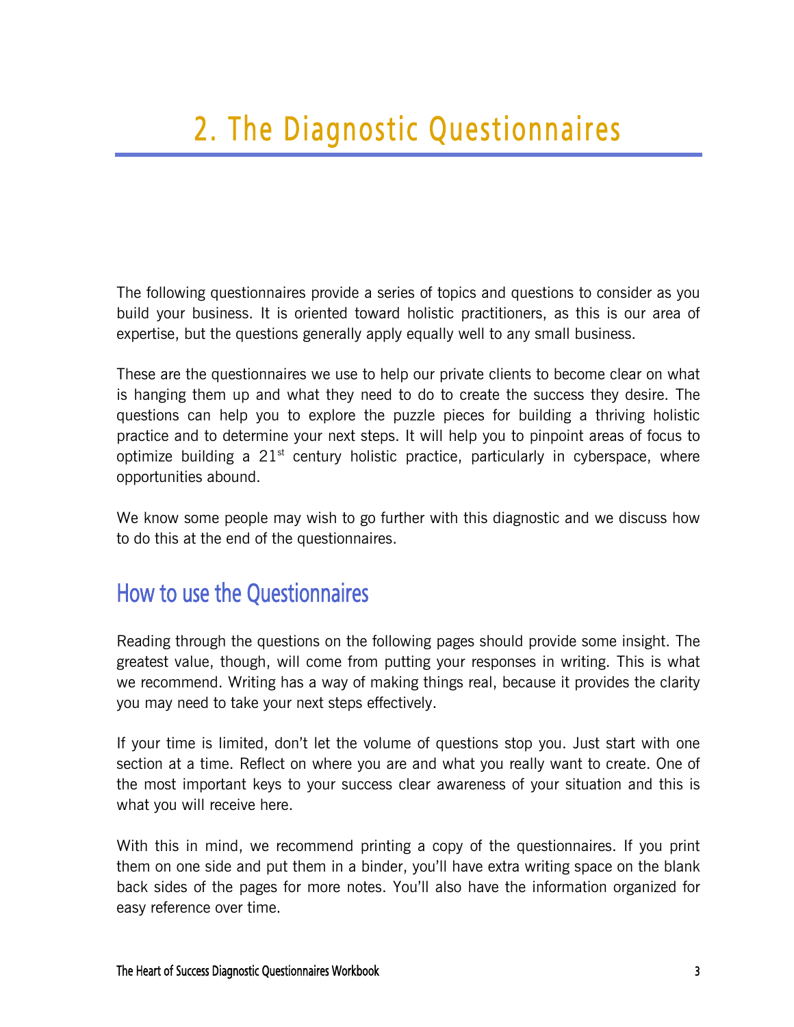# 2. The Diagnostic Questionnaires

The following questionnaires provide a series of topics and questions to consider as you build your business. It is oriented toward holistic practitioners, as this is our area of expertise, but the questions generally apply equally well to any small business.

These are the questionnaires we use to help our private clients to become clear on what is hanging them up and what they need to do to create the success they desire. The questions can help you to explore the puzzle pieces for building a thriving holistic practice and to determine your next steps. It will help you to pinpoint areas of focus to optimize building a 21st century holistic practice, particularly in cyberspace, where opportunities abound.

We know some people may wish to go further with this diagnostic and we discuss how to do this at the end of the questionnaires.

## How to use the Questionnaires

Reading through the questions on the following pages should provide some insight. The greatest value, though, will come from putting your responses in writing. This is what we recommend. Writing has a way of making things real, because it provides the clarity you may need to take your next steps effectively.

If your time is limited, don't let the volume of questions stop you. Just start with one section at a time. Reflect on where you are and what you really want to create. One of the most important keys to your success clear awareness of your situation and this is what you will receive here.

With this in mind, we recommend printing a copy of the questionnaires. If you print them on one side and put them in a binder, you'll have extra writing space on the blank back sides of the pages for more notes. You'll also have the information organized for easy reference over time.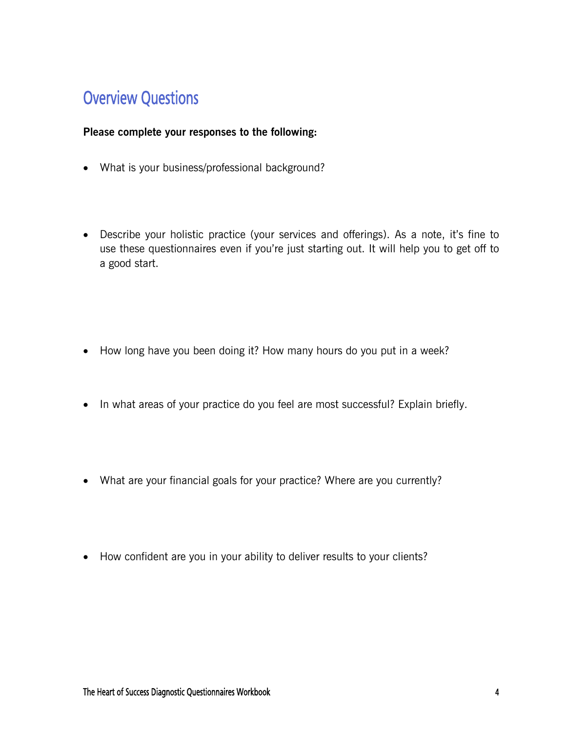## Overview Questions

**Please complete your responses to the following:**

- What is your business/professional background?

- Describe your holistic practice (your services and offerings). As a note, it's fine to use these questionnaires even if you're just starting out. It will help you to get off to a good start.

- How long have you been doing it? How many hours do you put in a week?

- In what areas of your practice do you feel are most successful? Explain briefly.

- What are your financial goals for your practice? Where are you currently?

- How confident are you in your ability to deliver results to your clients?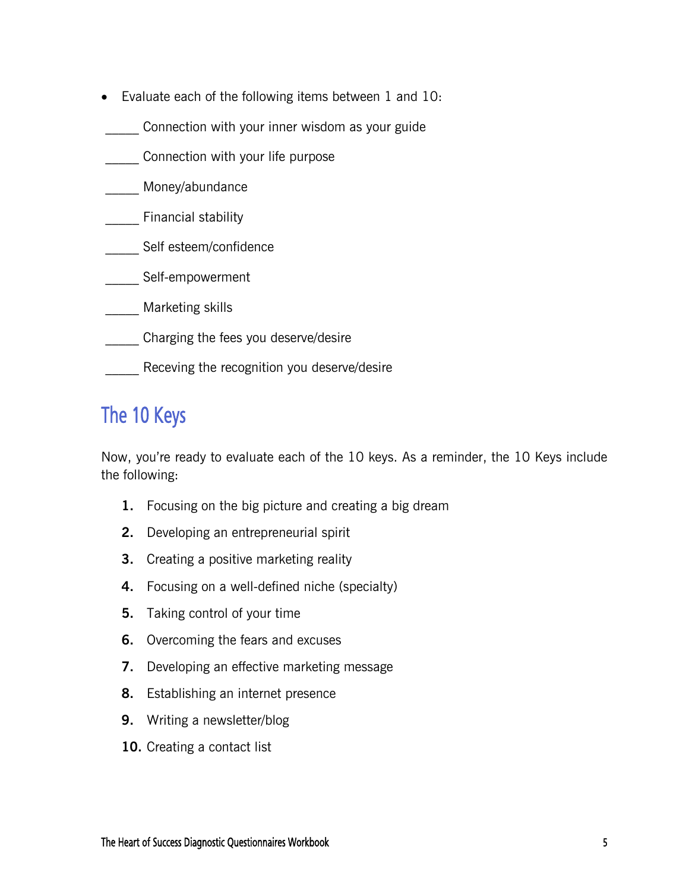- Evaluate each of the following items between 1 and 10:

_____ Connection with your inner wisdom as your guide

_____ Connection with your life purpose

_____ Money/abundance

_____ Financial stability

_____ Self esteem/confidence

_____ Self-empowerment

_____ Marketing skills

_____ Charging the fees you deserve/desire

_____ Receving the recognition you deserve/desire

## The 10 Keys

Now, you're ready to evaluate each of the 10 keys. As a reminder, the 10 Keys include the following:

1. Focusing on the big picture and creating a big dream
2. Developing an entrepreneurial spirit
3. Creating a positive marketing reality
4. Focusing on a well-defined niche (specialty)
5. Taking control of your time
6. Overcoming the fears and excuses
7. Developing an effective marketing message
8. Establishing an internet presence
9. Writing a newsletter/blog
10. Creating a contact list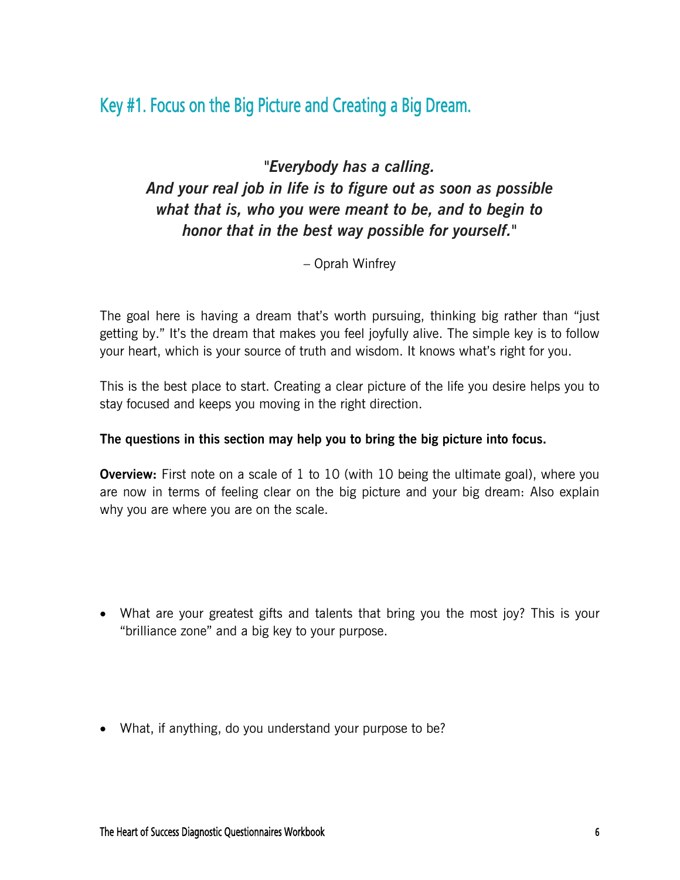## Key #1. Focus on the Big Picture and Creating a Big Dream.

> "***Everybody has a calling.***
> ***And your real job in life is to figure out as soon as possible what that is, who you were meant to be, and to begin to honor that in the best way possible for yourself.***"
>
> – Oprah Winfrey

The goal here is having a dream that's worth pursuing, thinking big rather than "just getting by." It's the dream that makes you feel joyfully alive. The simple key is to follow your heart, which is your source of truth and wisdom. It knows what's right for you.

This is the best place to start. Creating a clear picture of the life you desire helps you to stay focused and keeps you moving in the right direction.

**The questions in this section may help you to bring the big picture into focus.**

**Overview:** First note on a scale of 1 to 10 (with 10 being the ultimate goal), where you are now in terms of feeling clear on the big picture and your big dream: Also explain why you are where you are on the scale.

- What are your greatest gifts and talents that bring you the most joy? This is your "brilliance zone" and a big key to your purpose.

- What, if anything, do you understand your purpose to be?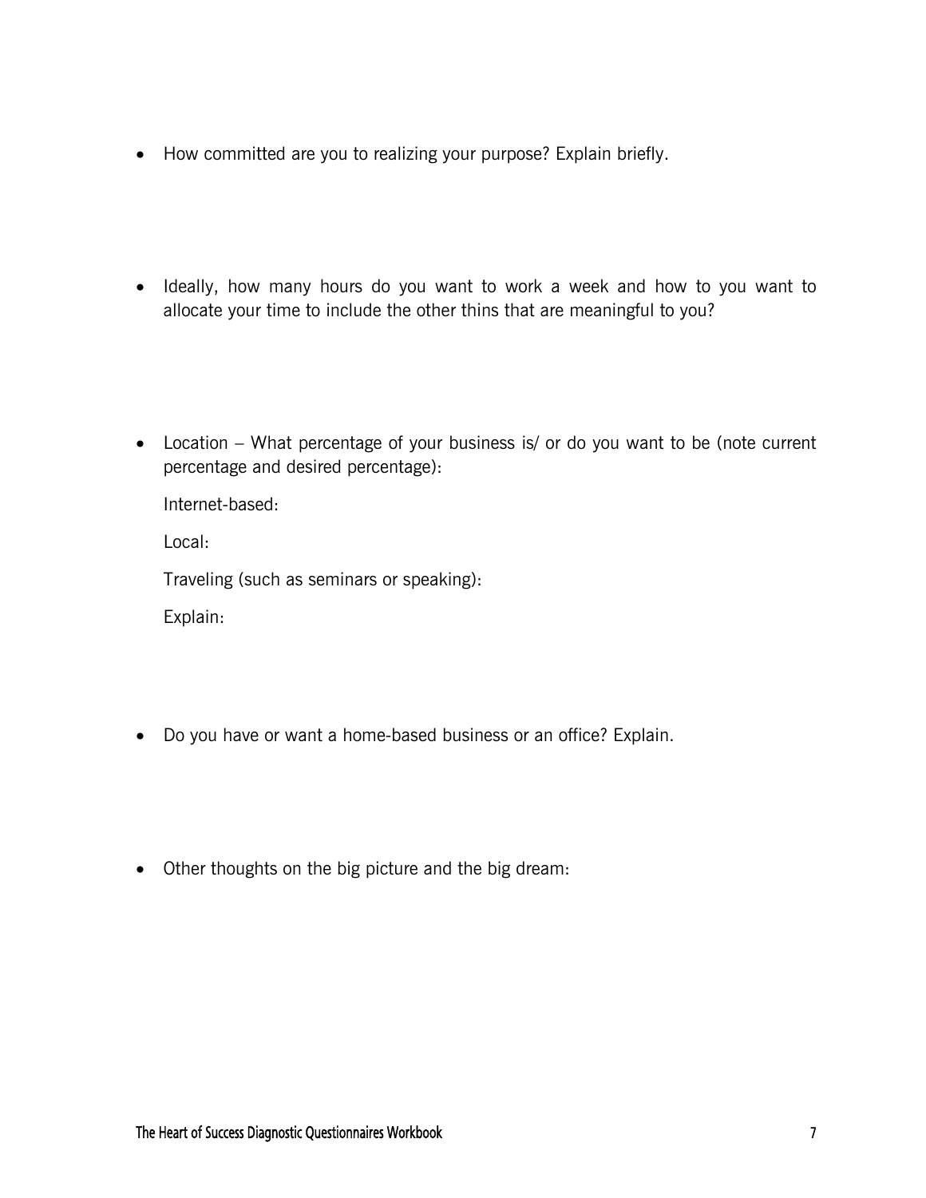- How committed are you to realizing your purpose? Explain briefly.

- Ideally, how many hours do you want to work a week and how to you want to allocate your time to include the other thins that are meaningful to you?

- Location – What percentage of your business is/ or do you want to be (note current percentage and desired percentage):

  Internet-based:

  Local:

  Traveling (such as seminars or speaking):

  Explain:

- Do you have or want a home-based business or an office? Explain.

- Other thoughts on the big picture and the big dream: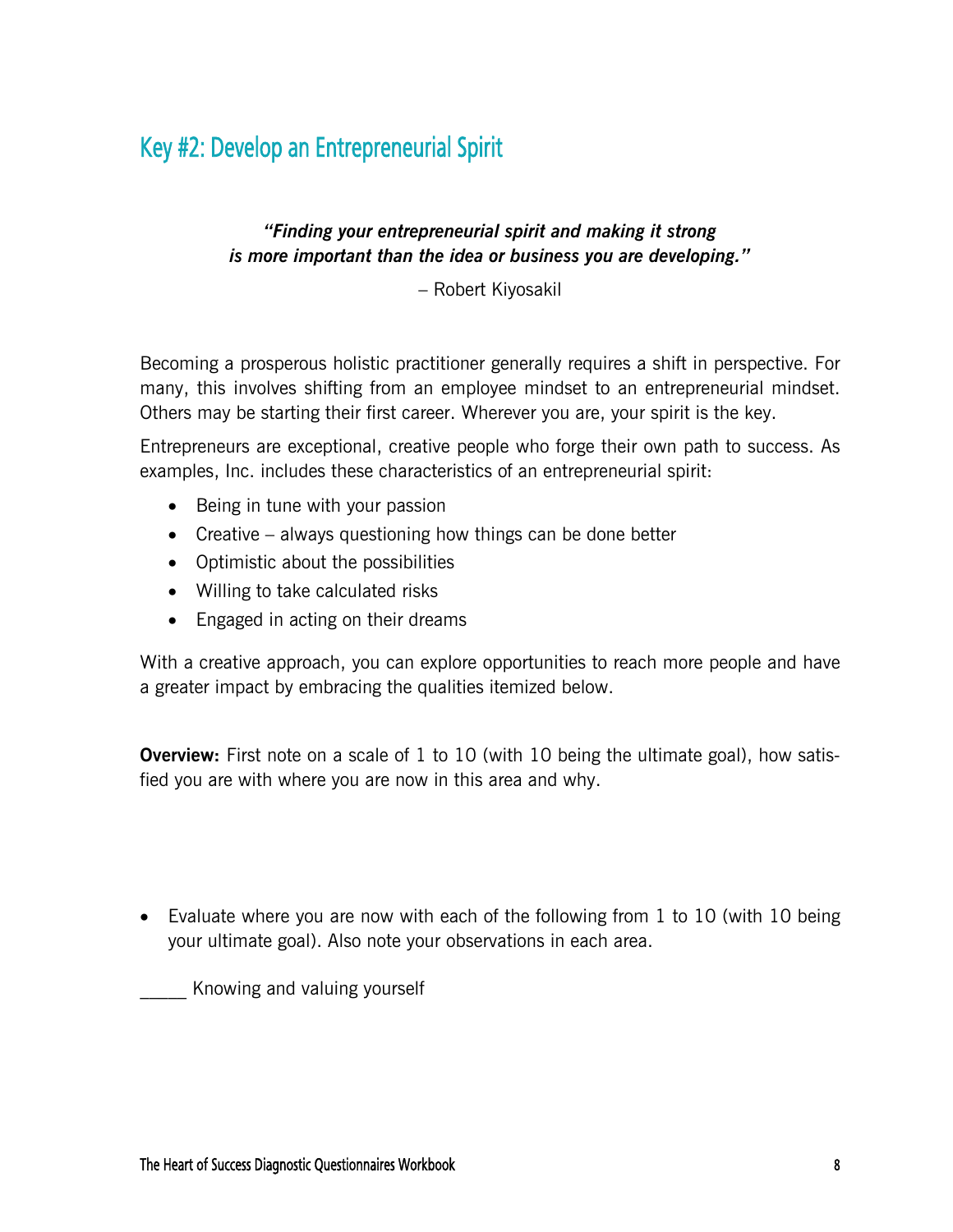## Key #2: Develop an Entrepreneurial Spirit

***"Finding your entrepreneurial spirit and making it strong is more important than the idea or business you are developing."***

– Robert Kiyosakil

Becoming a prosperous holistic practitioner generally requires a shift in perspective. For many, this involves shifting from an employee mindset to an entrepreneurial mindset. Others may be starting their first career. Wherever you are, your spirit is the key.

Entrepreneurs are exceptional, creative people who forge their own path to success. As examples, Inc. includes these characteristics of an entrepreneurial spirit:

- Being in tune with your passion
- Creative – always questioning how things can be done better
- Optimistic about the possibilities
- Willing to take calculated risks
- Engaged in acting on their dreams

With a creative approach, you can explore opportunities to reach more people and have a greater impact by embracing the qualities itemized below.

**Overview:** First note on a scale of 1 to 10 (with 10 being the ultimate goal), how satisfied you are with where you are now in this area and why.

- Evaluate where you are now with each of the following from 1 to 10 (with 10 being your ultimate goal). Also note your observations in each area.

_____ Knowing and valuing yourself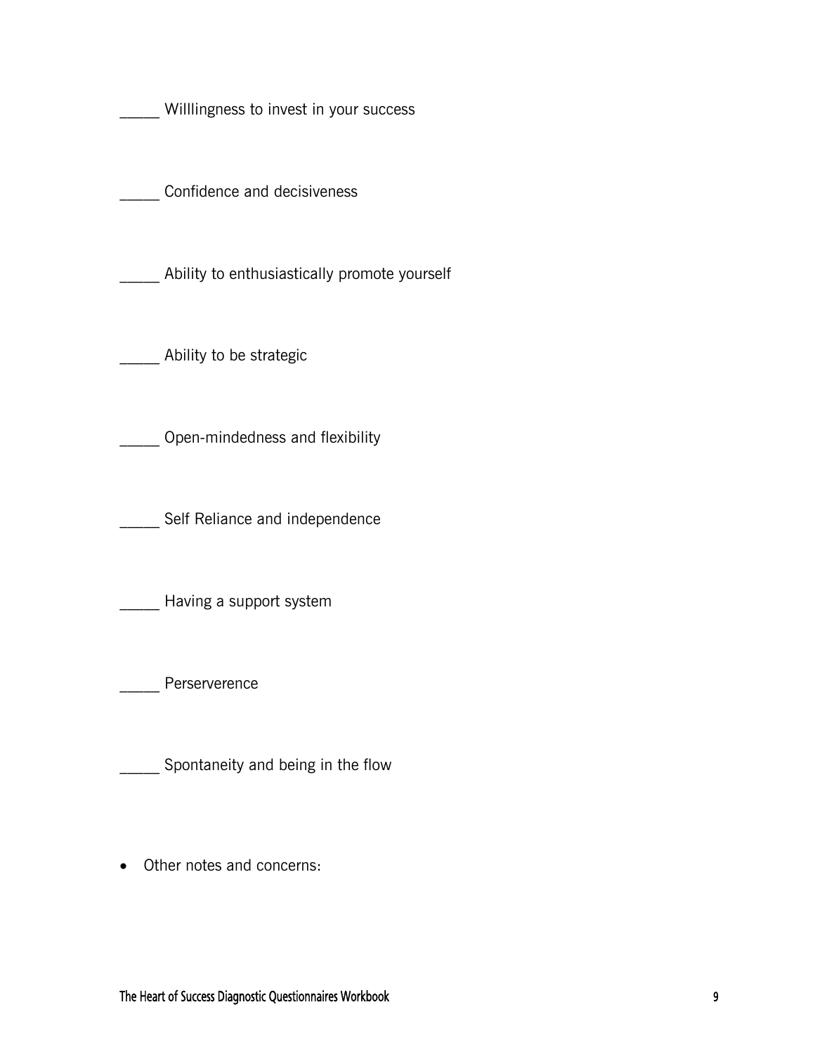_____ Willlingness to invest in your success

_____ Confidence and decisiveness

_____ Ability to enthusiastically promote yourself

_____ Ability to be strategic

_____ Open-mindedness and flexibility

_____ Self Reliance and independence

_____ Having a support system

_____ Perserverence

_____ Spontaneity and being in the flow

- Other notes and concerns: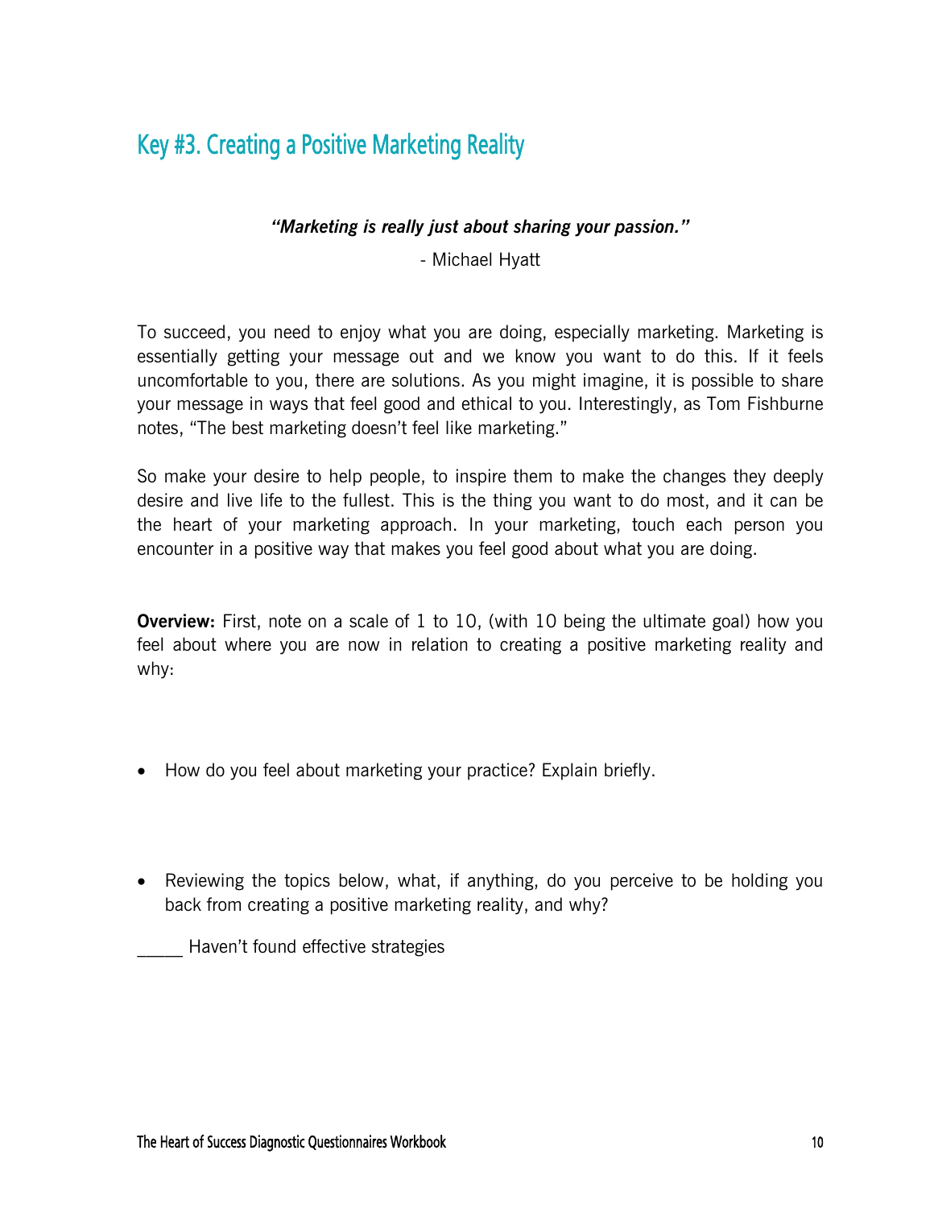## Key #3. Creating a Positive Marketing Reality

***"Marketing is really just about sharing your passion."***

- Michael Hyatt

To succeed, you need to enjoy what you are doing, especially marketing. Marketing is essentially getting your message out and we know you want to do this. If it feels uncomfortable to you, there are solutions. As you might imagine, it is possible to share your message in ways that feel good and ethical to you. Interestingly, as Tom Fishburne notes, "The best marketing doesn't feel like marketing."

So make your desire to help people, to inspire them to make the changes they deeply desire and live life to the fullest. This is the thing you want to do most, and it can be the heart of your marketing approach. In your marketing, touch each person you encounter in a positive way that makes you feel good about what you are doing.

**Overview:** First, note on a scale of 1 to 10, (with 10 being the ultimate goal) how you feel about where you are now in relation to creating a positive marketing reality and why:

- How do you feel about marketing your practice? Explain briefly.

- Reviewing the topics below, what, if anything, do you perceive to be holding you back from creating a positive marketing reality, and why?

_____ Haven't found effective strategies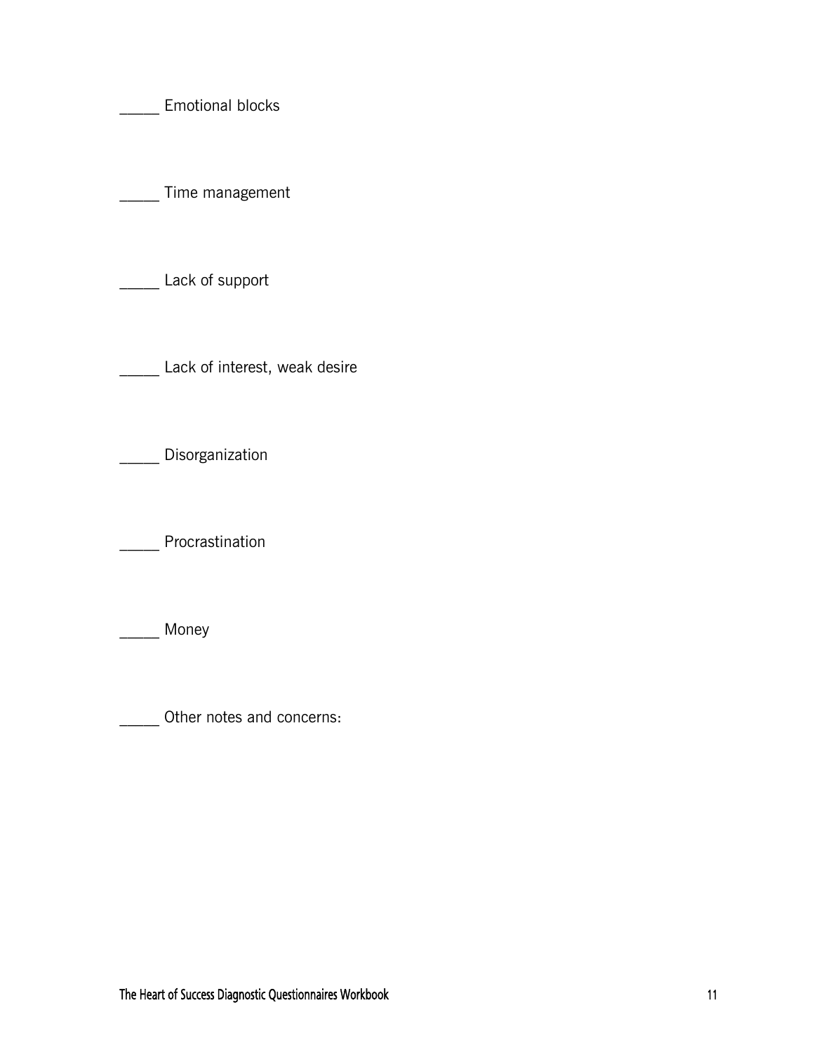_____ Emotional blocks

_____ Time management

_____ Lack of support

_____ Lack of interest, weak desire

_____ Disorganization

_____ Procrastination

_____ Money

_____ Other notes and concerns: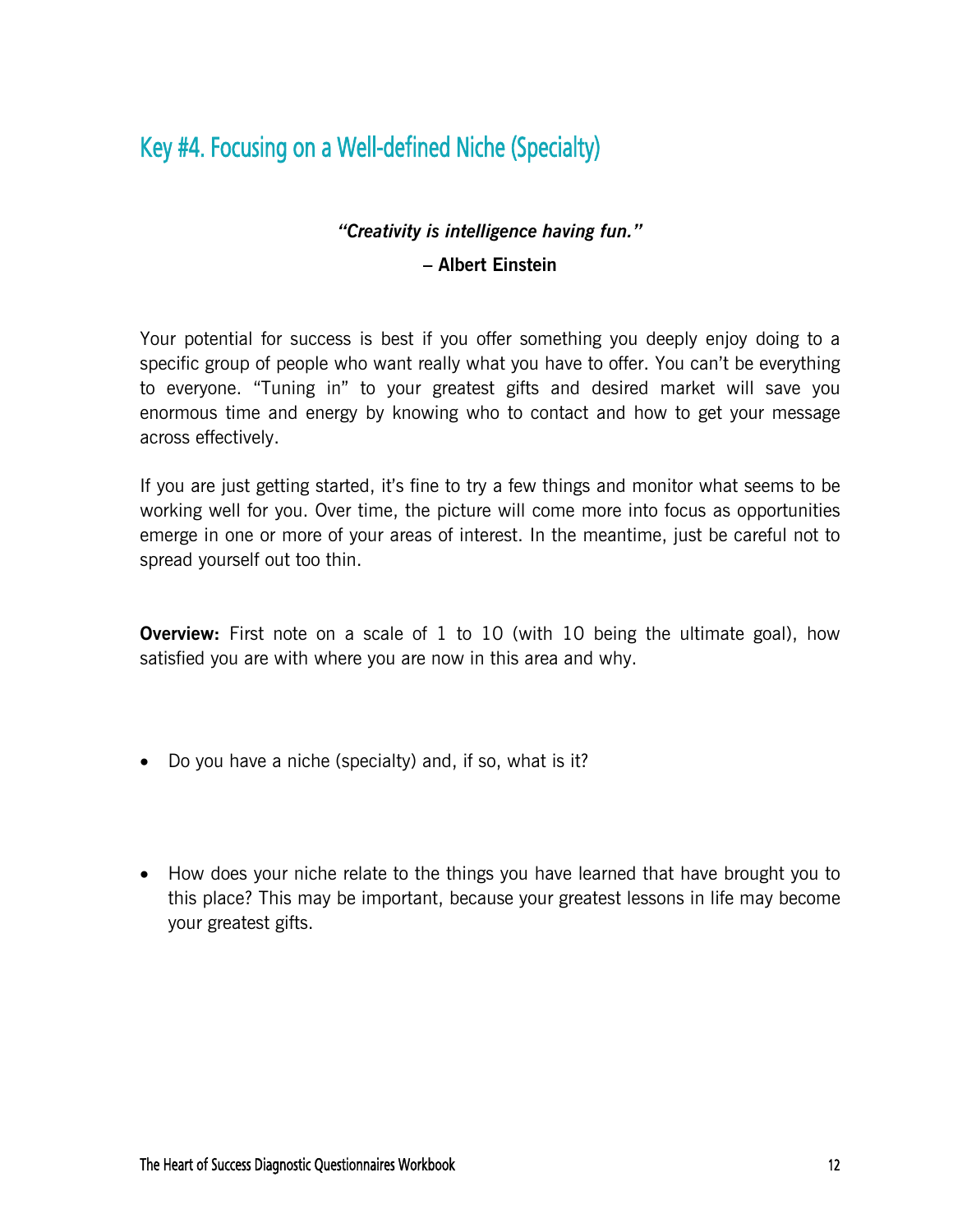## Key #4. Focusing on a Well-defined Niche (Specialty)

***"Creativity is intelligence having fun."***

**– Albert Einstein**

Your potential for success is best if you offer something you deeply enjoy doing to a specific group of people who want really what you have to offer. You can't be everything to everyone. "Tuning in" to your greatest gifts and desired market will save you enormous time and energy by knowing who to contact and how to get your message across effectively.

If you are just getting started, it's fine to try a few things and monitor what seems to be working well for you. Over time, the picture will come more into focus as opportunities emerge in one or more of your areas of interest. In the meantime, just be careful not to spread yourself out too thin.

**Overview:** First note on a scale of 1 to 10 (with 10 being the ultimate goal), how satisfied you are with where you are now in this area and why.

- Do you have a niche (specialty) and, if so, what is it?

- How does your niche relate to the things you have learned that have brought you to this place? This may be important, because your greatest lessons in life may become your greatest gifts.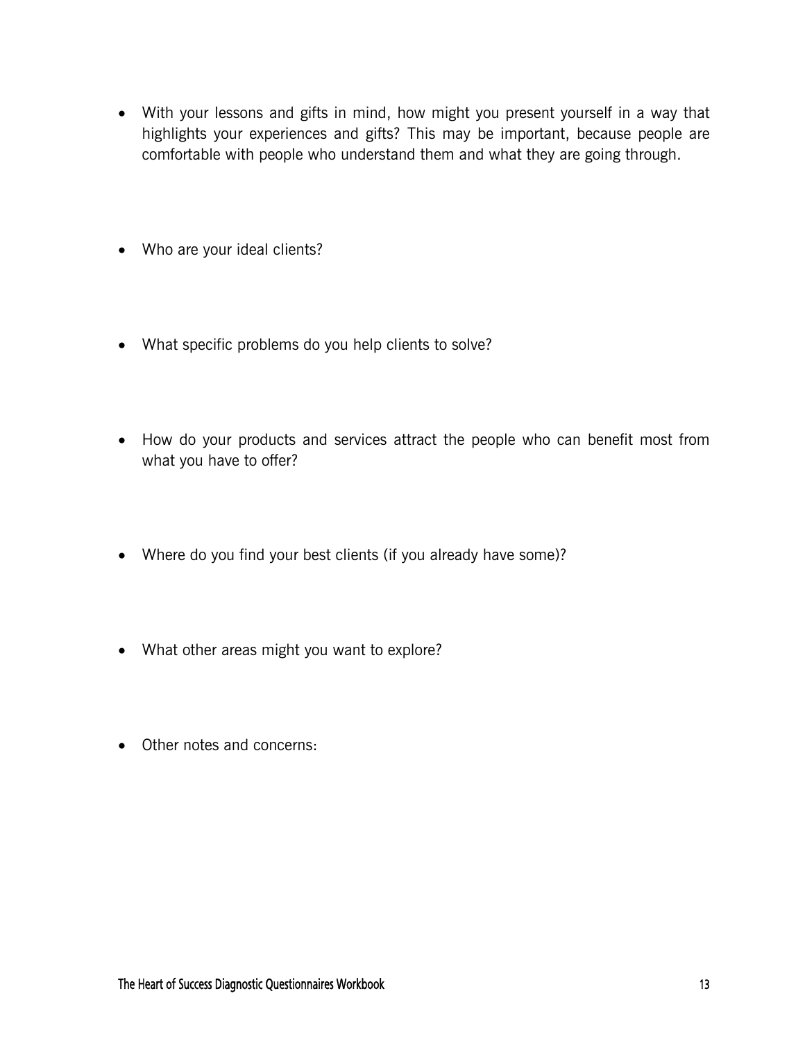- With your lessons and gifts in mind, how might you present yourself in a way that highlights your experiences and gifts? This may be important, because people are comfortable with people who understand them and what they are going through.

- Who are your ideal clients?

- What specific problems do you help clients to solve?

- How do your products and services attract the people who can benefit most from what you have to offer?

- Where do you find your best clients (if you already have some)?

- What other areas might you want to explore?

- Other notes and concerns: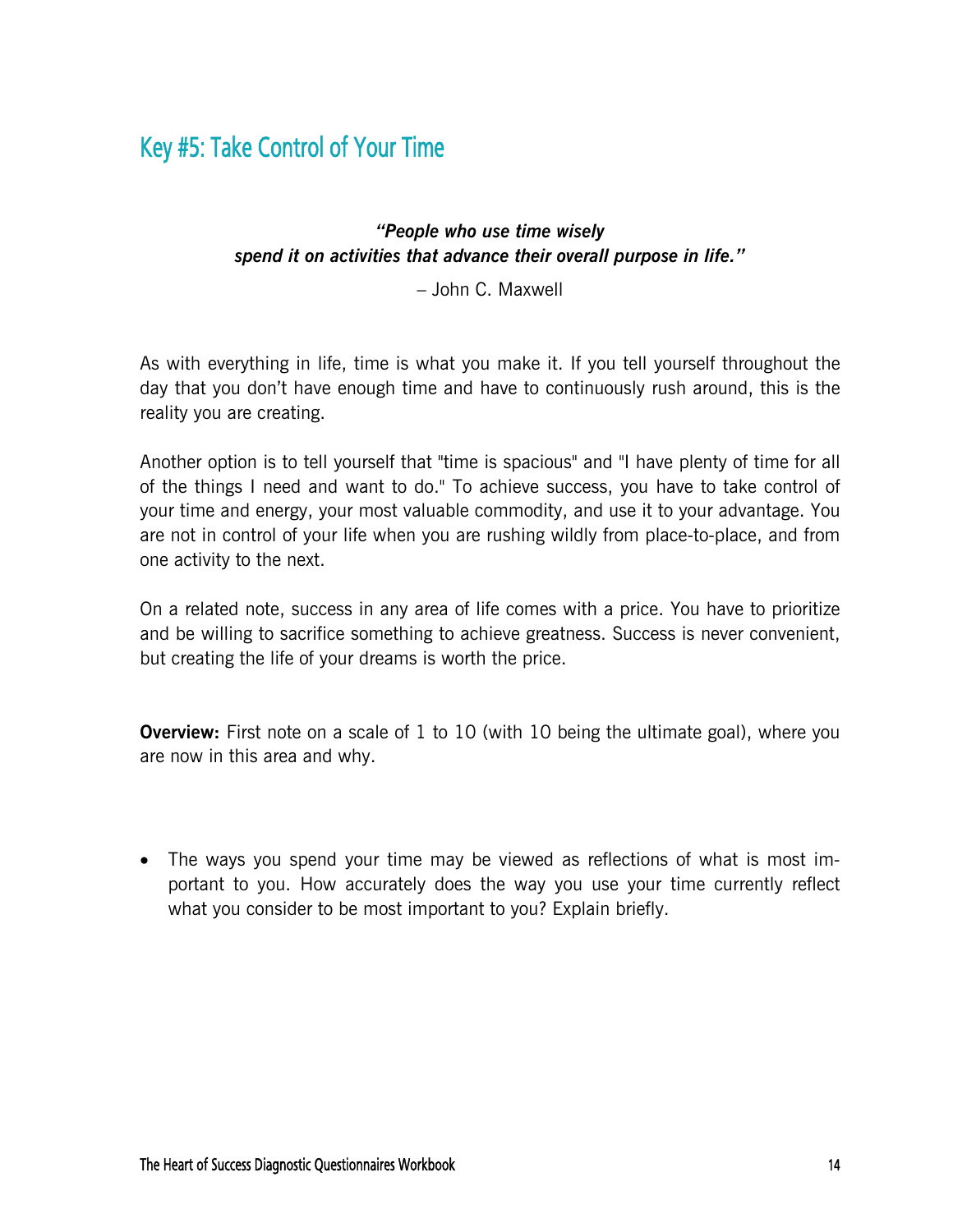## Key #5: Take Control of Your Time

***"People who use time wisely spend it on activities that advance their overall purpose in life."***

– John C. Maxwell

As with everything in life, time is what you make it. If you tell yourself throughout the day that you don't have enough time and have to continuously rush around, this is the reality you are creating.

Another option is to tell yourself that "time is spacious" and "I have plenty of time for all of the things I need and want to do." To achieve success, you have to take control of your time and energy, your most valuable commodity, and use it to your advantage. You are not in control of your life when you are rushing wildly from place-to-place, and from one activity to the next.

On a related note, success in any area of life comes with a price. You have to prioritize and be willing to sacrifice something to achieve greatness. Success is never convenient, but creating the life of your dreams is worth the price.

**Overview:** First note on a scale of 1 to 10 (with 10 being the ultimate goal), where you are now in this area and why.

- The ways you spend your time may be viewed as reflections of what is most important to you. How accurately does the way you use your time currently reflect what you consider to be most important to you? Explain briefly.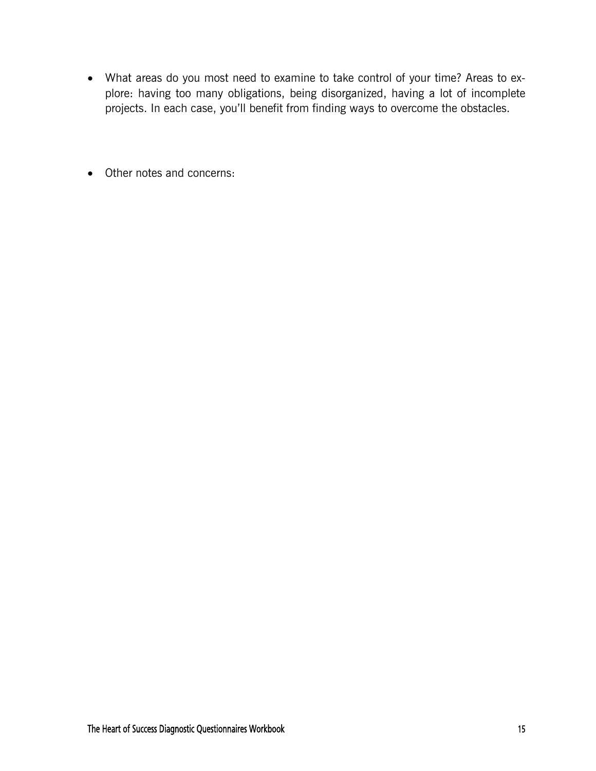- What areas do you most need to examine to take control of your time? Areas to explore: having too many obligations, being disorganized, having a lot of incomplete projects. In each case, you'll benefit from finding ways to overcome the obstacles.

- Other notes and concerns: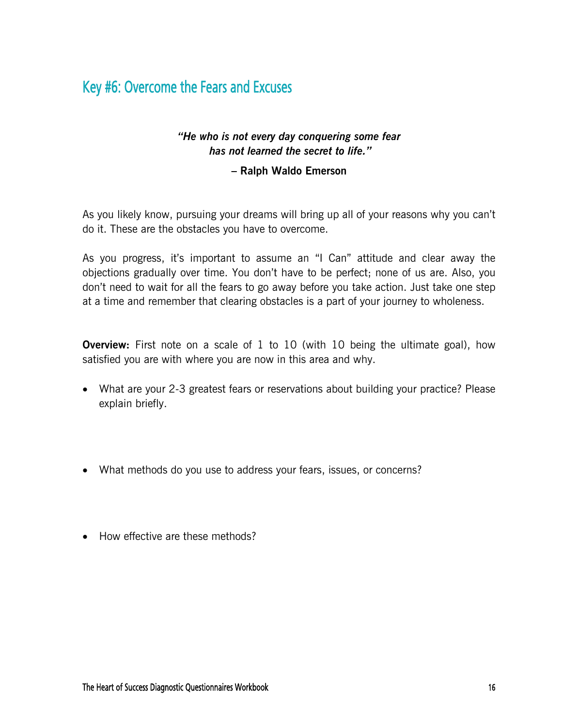## Key #6: Overcome the Fears and Excuses

***"He who is not every day conquering some fear has not learned the secret to life."***

**– Ralph Waldo Emerson**

As you likely know, pursuing your dreams will bring up all of your reasons why you can't do it. These are the obstacles you have to overcome.

As you progress, it's important to assume an "I Can" attitude and clear away the objections gradually over time. You don't have to be perfect; none of us are. Also, you don't need to wait for all the fears to go away before you take action. Just take one step at a time and remember that clearing obstacles is a part of your journey to wholeness.

**Overview:** First note on a scale of 1 to 10 (with 10 being the ultimate goal), how satisfied you are with where you are now in this area and why.

- What are your 2-3 greatest fears or reservations about building your practice? Please explain briefly.

- What methods do you use to address your fears, issues, or concerns?

- How effective are these methods?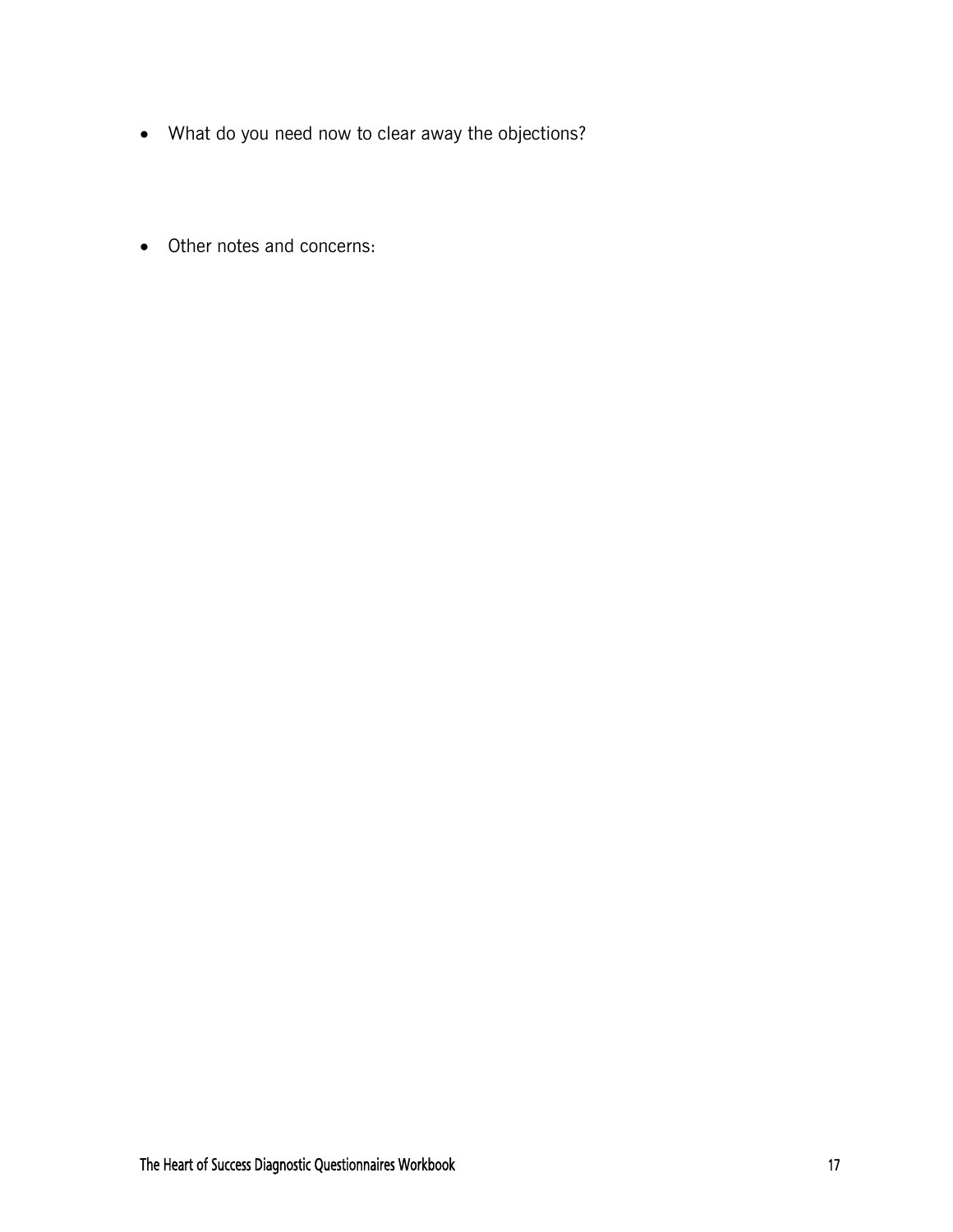- What do you need now to clear away the objections?

- Other notes and concerns: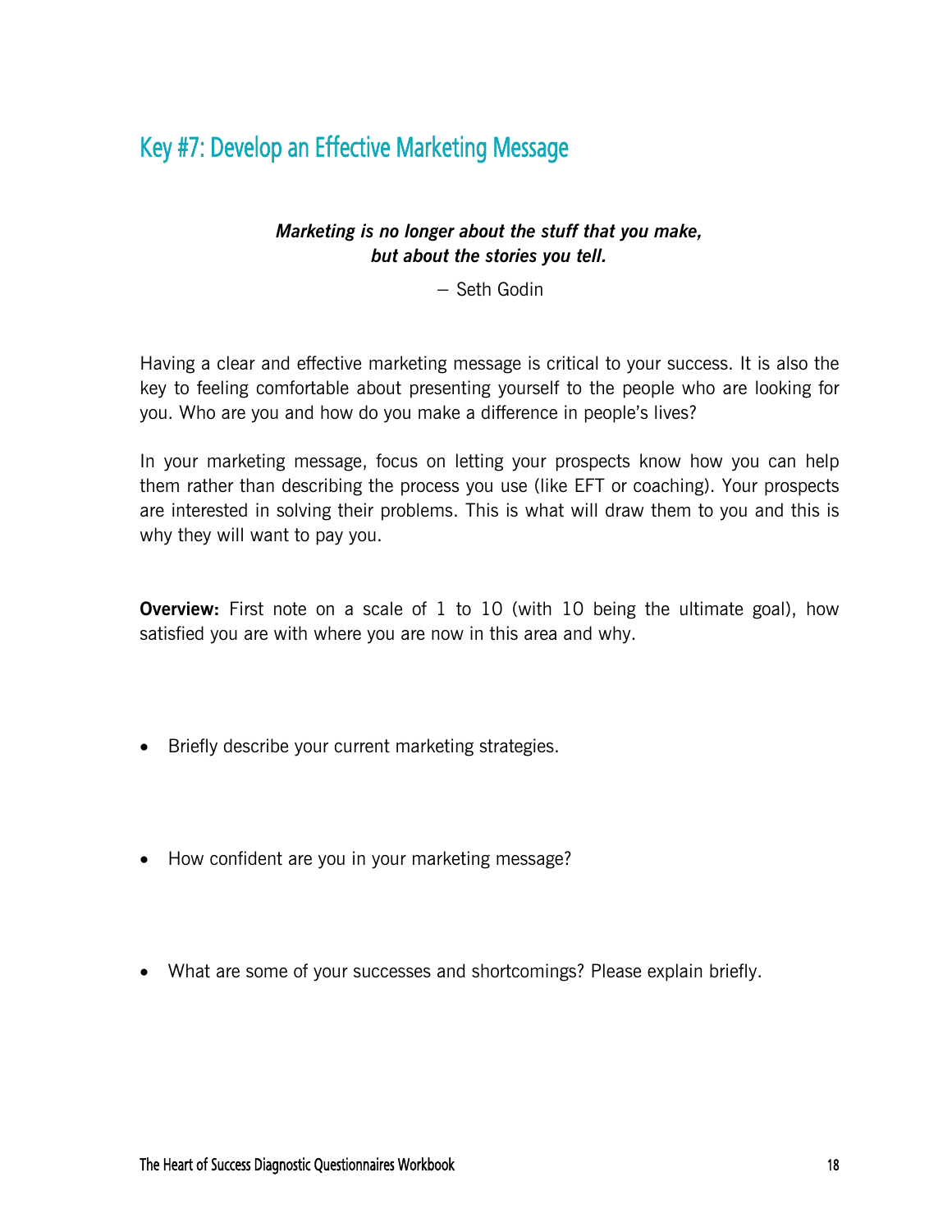## Key #7: Develop an Effective Marketing Message

***Marketing is no longer about the stuff that you make,***
***but about the stories you tell.***

— Seth Godin

Having a clear and effective marketing message is critical to your success. It is also the key to feeling comfortable about presenting yourself to the people who are looking for you. Who are you and how do you make a difference in people's lives?

In your marketing message, focus on letting your prospects know how you can help them rather than describing the process you use (like EFT or coaching). Your prospects are interested in solving their problems. This is what will draw them to you and this is why they will want to pay you.

**Overview:** First note on a scale of 1 to 10 (with 10 being the ultimate goal), how satisfied you are with where you are now in this area and why.

- Briefly describe your current marketing strategies.

- How confident are you in your marketing message?

- What are some of your successes and shortcomings? Please explain briefly.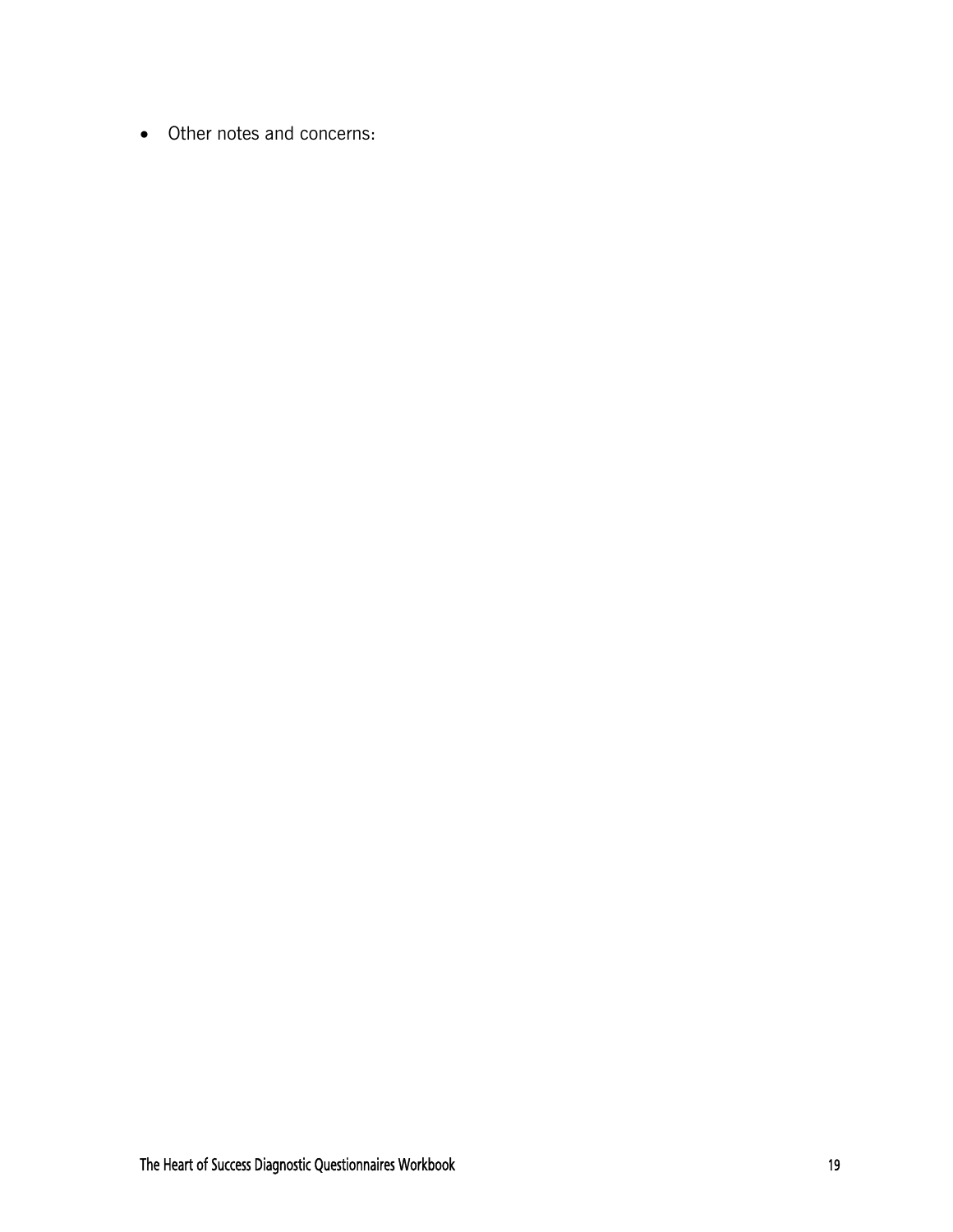- Other notes and concerns: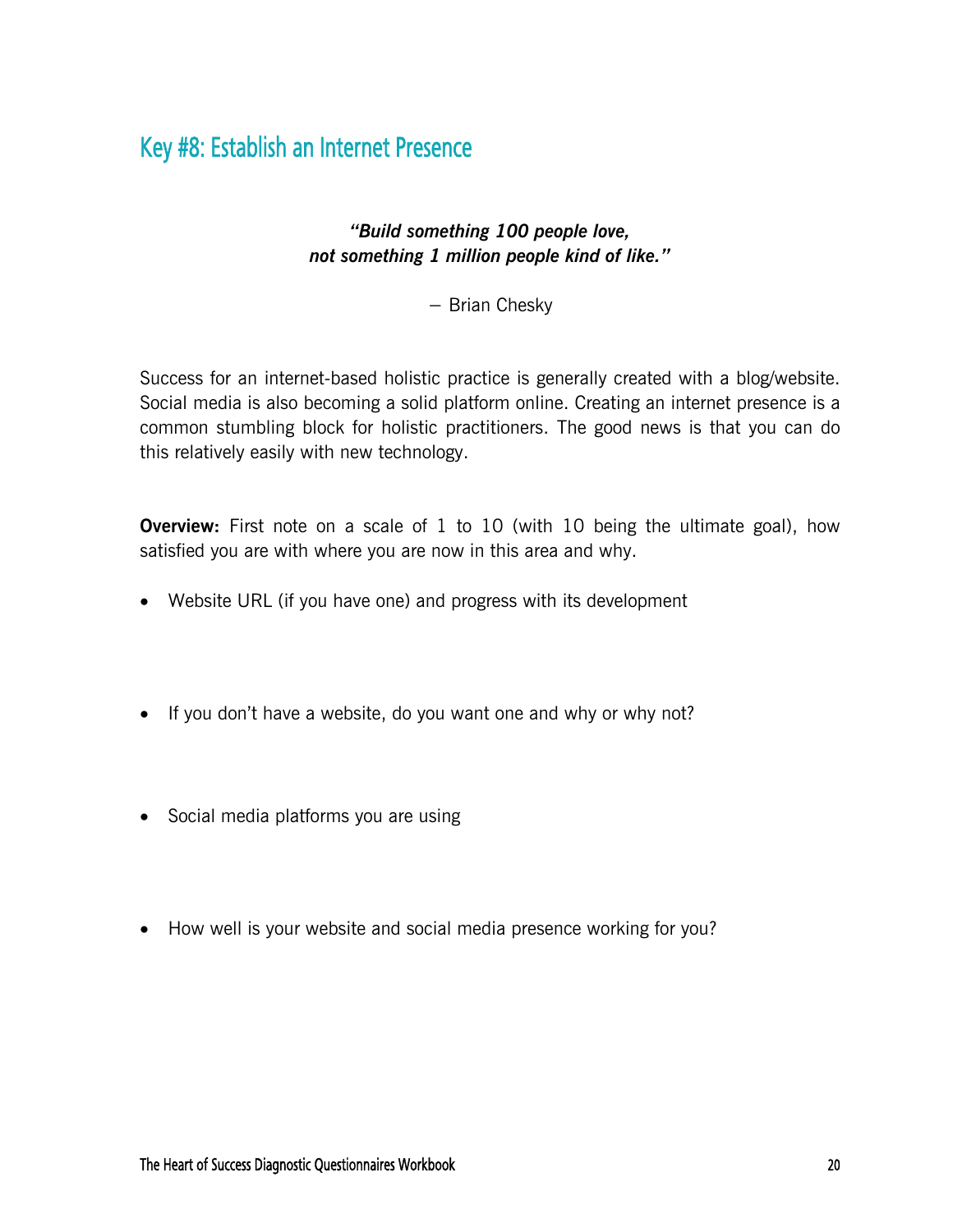## Key #8: Establish an Internet Presence

***"Build something 100 people love,***
***not something 1 million people kind of like."***

— Brian Chesky

Success for an internet-based holistic practice is generally created with a blog/website. Social media is also becoming a solid platform online. Creating an internet presence is a common stumbling block for holistic practitioners. The good news is that you can do this relatively easily with new technology.

**Overview:** First note on a scale of 1 to 10 (with 10 being the ultimate goal), how satisfied you are with where you are now in this area and why.

- Website URL (if you have one) and progress with its development

- If you don't have a website, do you want one and why or why not?

- Social media platforms you are using

- How well is your website and social media presence working for you?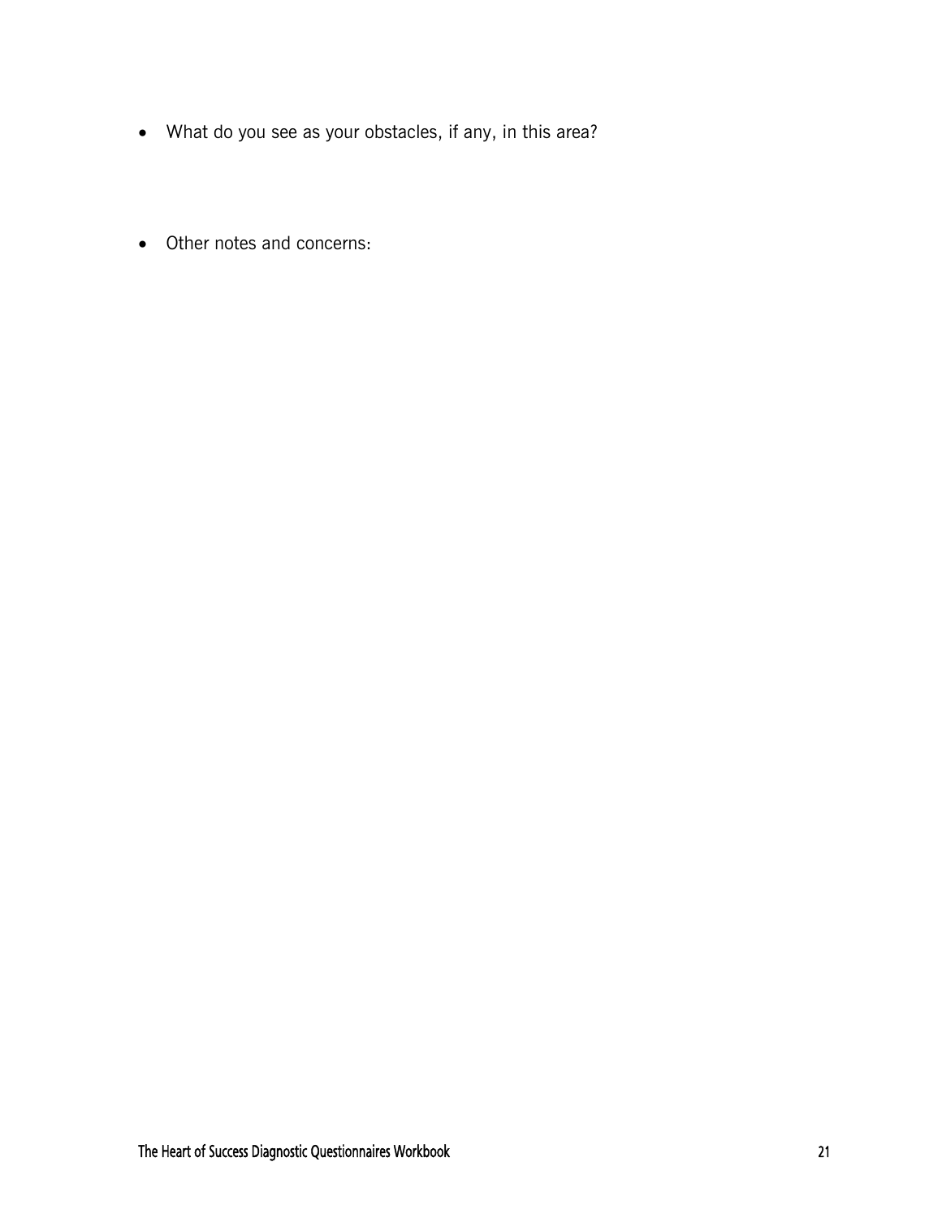- What do you see as your obstacles, if any, in this area?

- Other notes and concerns: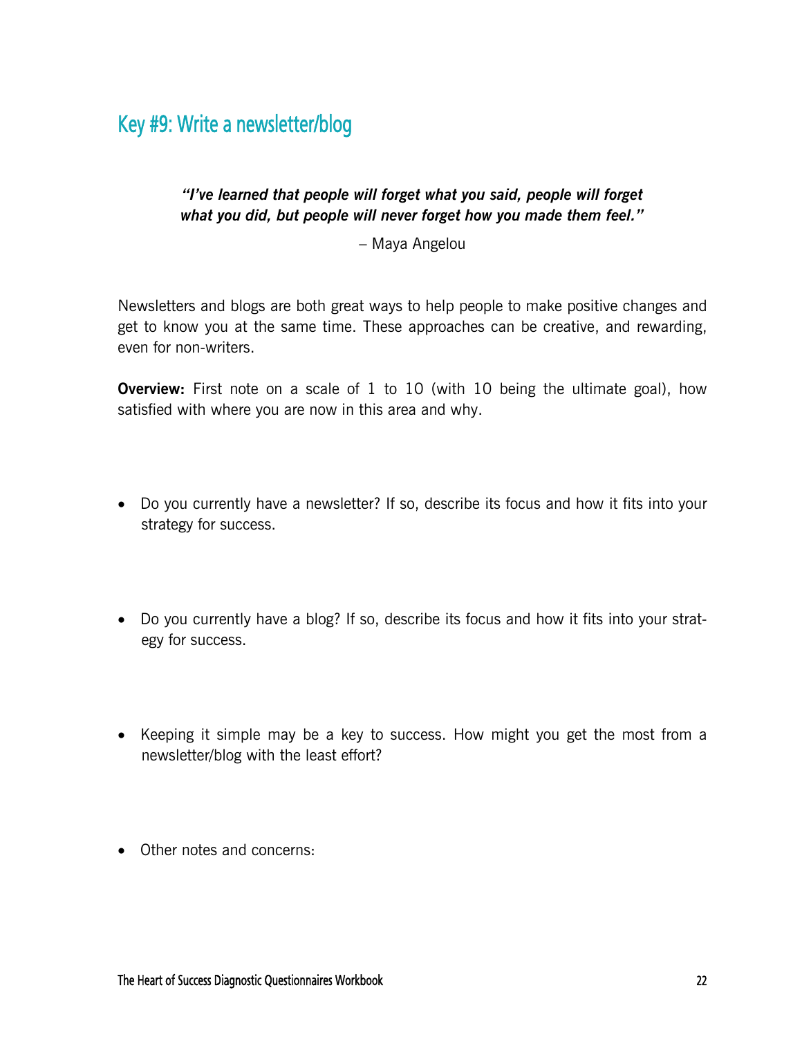## Key #9: Write a newsletter/blog

> ***"I've learned that people will forget what you said, people will forget what you did, but people will never forget how you made them feel."***
>
> – Maya Angelou

Newsletters and blogs are both great ways to help people to make positive changes and get to know you at the same time. These approaches can be creative, and rewarding, even for non-writers.

**Overview:** First note on a scale of 1 to 10 (with 10 being the ultimate goal), how satisfied with where you are now in this area and why.

- Do you currently have a newsletter? If so, describe its focus and how it fits into your strategy for success.

- Do you currently have a blog? If so, describe its focus and how it fits into your strategy for success.

- Keeping it simple may be a key to success. How might you get the most from a newsletter/blog with the least effort?

- Other notes and concerns: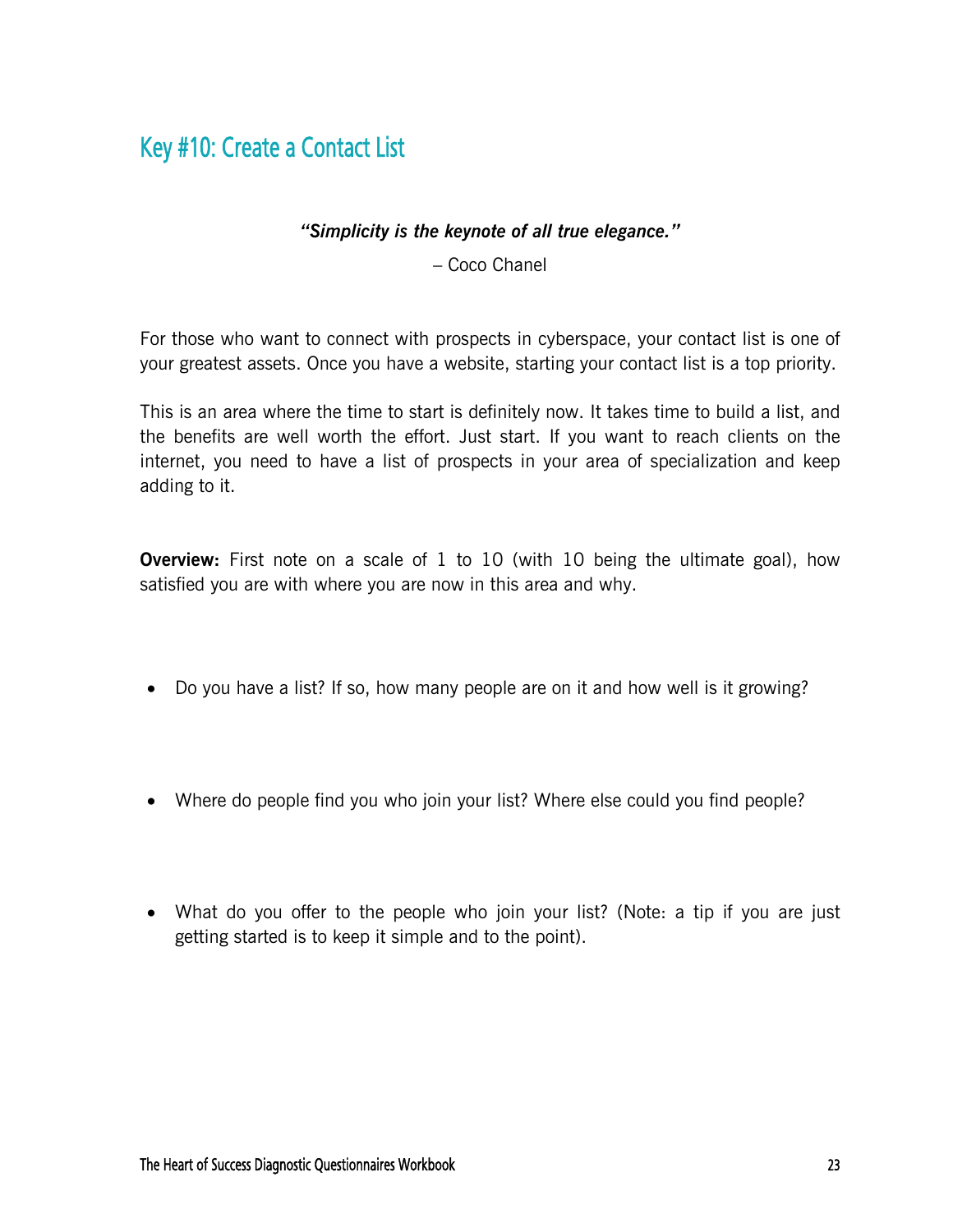## Key #10: Create a Contact List

***"Simplicity is the keynote of all true elegance."***

– Coco Chanel

For those who want to connect with prospects in cyberspace, your contact list is one of your greatest assets. Once you have a website, starting your contact list is a top priority.

This is an area where the time to start is definitely now. It takes time to build a list, and the benefits are well worth the effort. Just start. If you want to reach clients on the internet, you need to have a list of prospects in your area of specialization and keep adding to it.

**Overview:** First note on a scale of 1 to 10 (with 10 being the ultimate goal), how satisfied you are with where you are now in this area and why.

- Do you have a list? If so, how many people are on it and how well is it growing?

- Where do people find you who join your list? Where else could you find people?

- What do you offer to the people who join your list? (Note: a tip if you are just getting started is to keep it simple and to the point).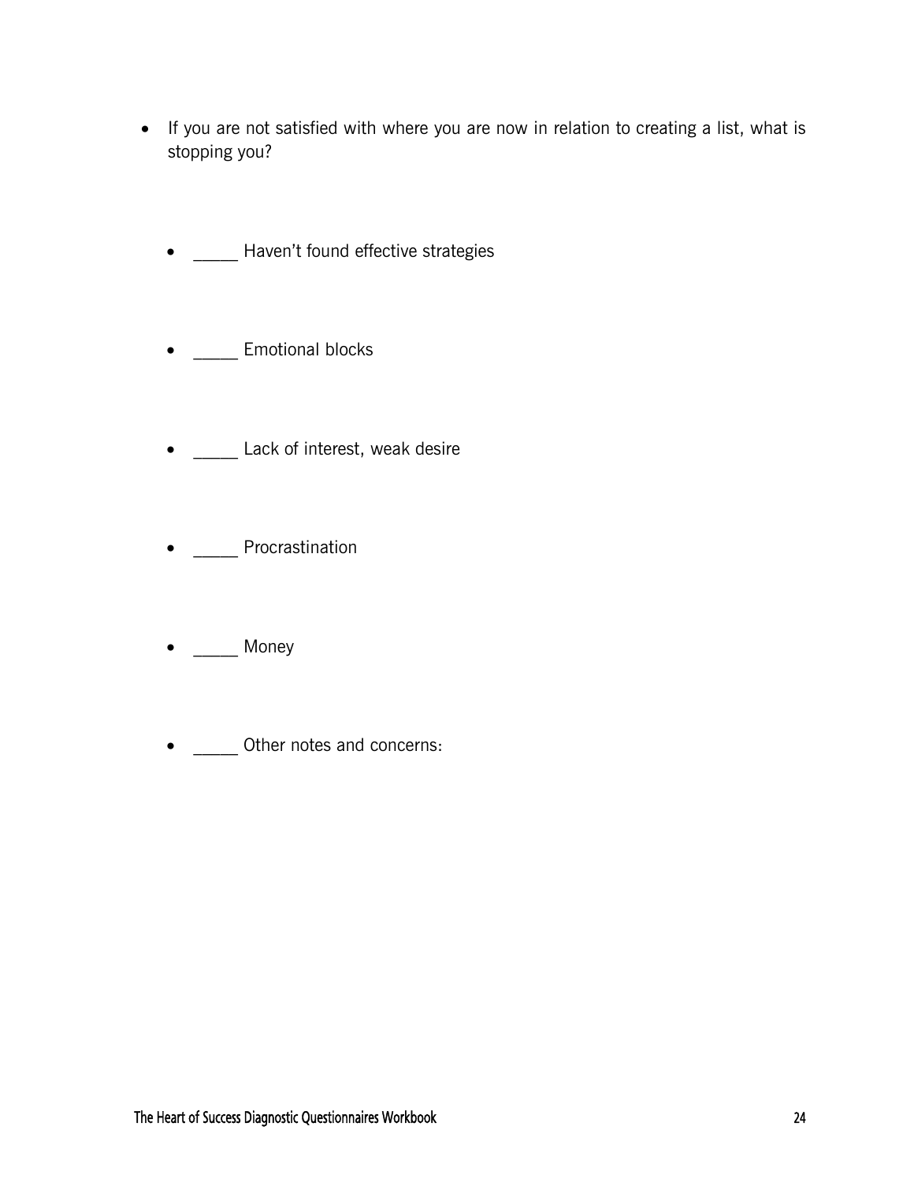- If you are not satisfied with where you are now in relation to creating a list, what is stopping you?

  - _____ Haven't found effective strategies

  - _____ Emotional blocks

  - _____ Lack of interest, weak desire

  - _____ Procrastination

  - _____ Money

  - _____ Other notes and concerns: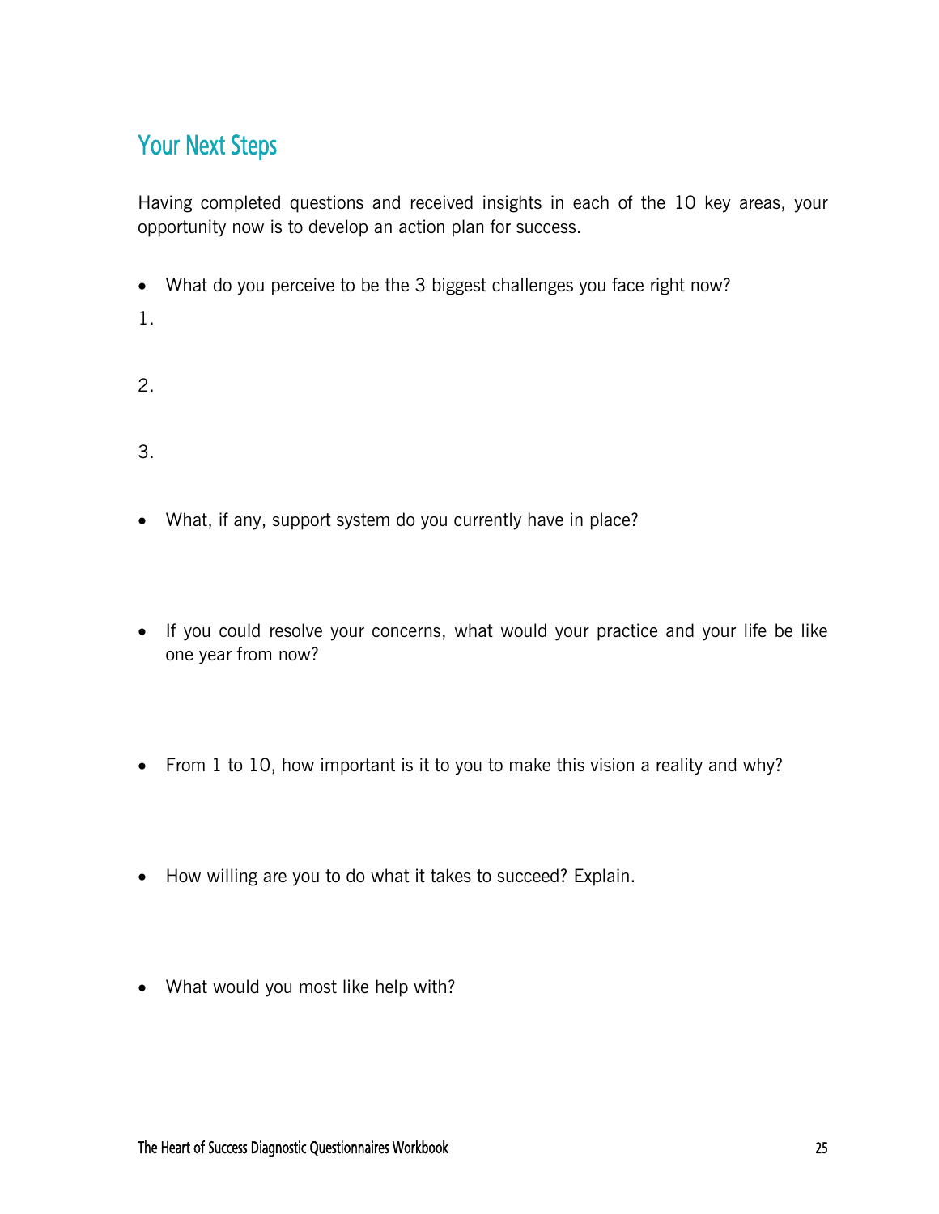## Your Next Steps

Having completed questions and received insights in each of the 10 key areas, your opportunity now is to develop an action plan for success.

- What do you perceive to be the 3 biggest challenges you face right now?

1.

2.

3.

- What, if any, support system do you currently have in place?

- If you could resolve your concerns, what would your practice and your life be like one year from now?

- From 1 to 10, how important is it to you to make this vision a reality and why?

- How willing are you to do what it takes to succeed? Explain.

- What would you most like help with?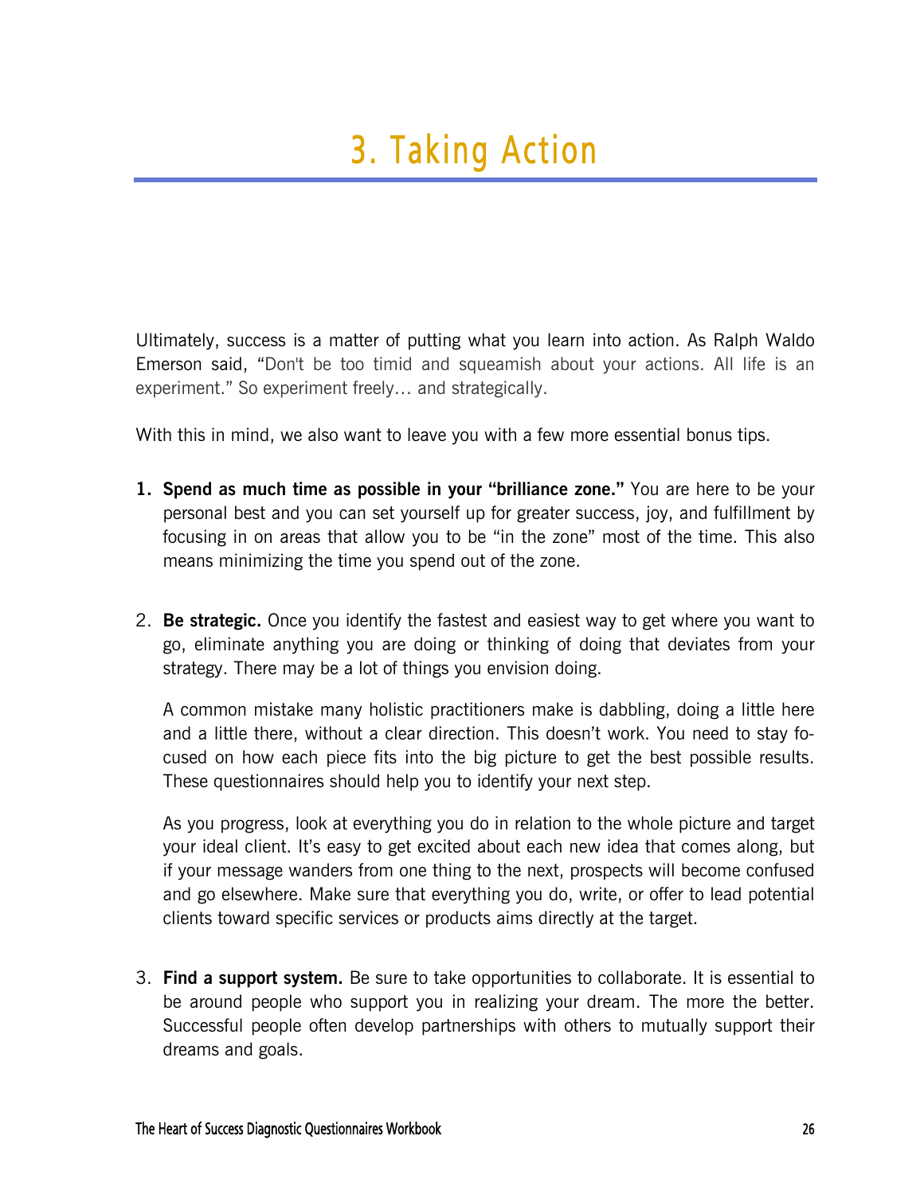# 3. Taking Action

Ultimately, success is a matter of putting what you learn into action. As Ralph Waldo Emerson said, "Don't be too timid and squeamish about your actions. All life is an experiment." So experiment freely… and strategically.

With this in mind, we also want to leave you with a few more essential bonus tips.

1. **Spend as much time as possible in your "brilliance zone."** You are here to be your personal best and you can set yourself up for greater success, joy, and fulfillment by focusing in on areas that allow you to be "in the zone" most of the time. This also means minimizing the time you spend out of the zone.

2. **Be strategic.** Once you identify the fastest and easiest way to get where you want to go, eliminate anything you are doing or thinking of doing that deviates from your strategy. There may be a lot of things you envision doing.

   A common mistake many holistic practitioners make is dabbling, doing a little here and a little there, without a clear direction. This doesn't work. You need to stay focused on how each piece fits into the big picture to get the best possible results. These questionnaires should help you to identify your next step.

   As you progress, look at everything you do in relation to the whole picture and target your ideal client. It's easy to get excited about each new idea that comes along, but if your message wanders from one thing to the next, prospects will become confused and go elsewhere. Make sure that everything you do, write, or offer to lead potential clients toward specific services or products aims directly at the target.

3. **Find a support system.** Be sure to take opportunities to collaborate. It is essential to be around people who support you in realizing your dream. The more the better. Successful people often develop partnerships with others to mutually support their dreams and goals.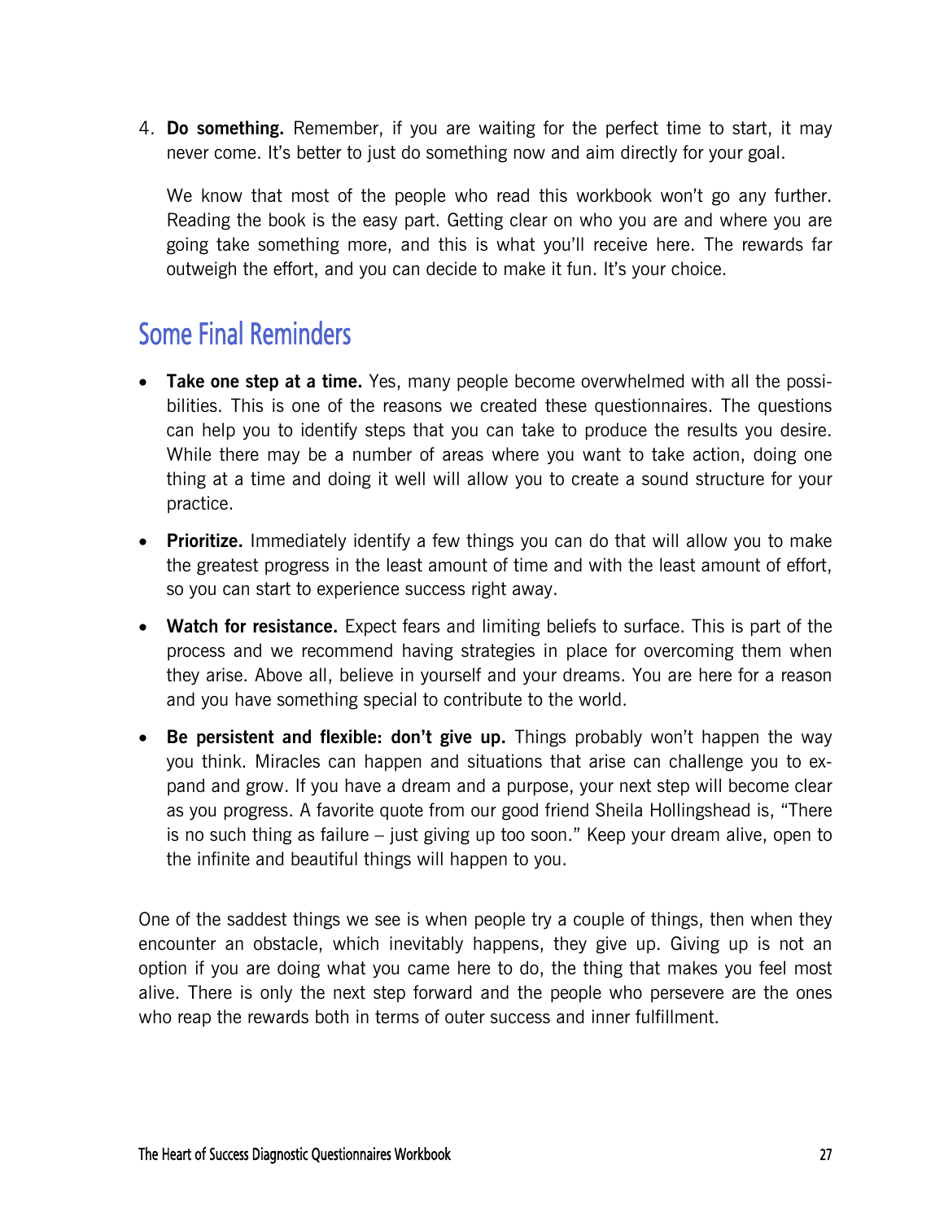4. **Do something.** Remember, if you are waiting for the perfect time to start, it may never come. It's better to just do something now and aim directly for your goal.

   We know that most of the people who read this workbook won't go any further. Reading the book is the easy part. Getting clear on who you are and where you are going take something more, and this is what you'll receive here. The rewards far outweigh the effort, and you can decide to make it fun. It's your choice.

## Some Final Reminders

- **Take one step at a time.** Yes, many people become overwhelmed with all the possibilities. This is one of the reasons we created these questionnaires. The questions can help you to identify steps that you can take to produce the results you desire. While there may be a number of areas where you want to take action, doing one thing at a time and doing it well will allow you to create a sound structure for your practice.
- **Prioritize.** Immediately identify a few things you can do that will allow you to make the greatest progress in the least amount of time and with the least amount of effort, so you can start to experience success right away.
- **Watch for resistance.** Expect fears and limiting beliefs to surface. This is part of the process and we recommend having strategies in place for overcoming them when they arise. Above all, believe in yourself and your dreams. You are here for a reason and you have something special to contribute to the world.
- **Be persistent and flexible: don't give up.** Things probably won't happen the way you think. Miracles can happen and situations that arise can challenge you to expand and grow. If you have a dream and a purpose, your next step will become clear as you progress. A favorite quote from our good friend Sheila Hollingshead is, "There is no such thing as failure – just giving up too soon." Keep your dream alive, open to the infinite and beautiful things will happen to you.

One of the saddest things we see is when people try a couple of things, then when they encounter an obstacle, which inevitably happens, they give up. Giving up is not an option if you are doing what you came here to do, the thing that makes you feel most alive. There is only the next step forward and the people who persevere are the ones who reap the rewards both in terms of outer success and inner fulfillment.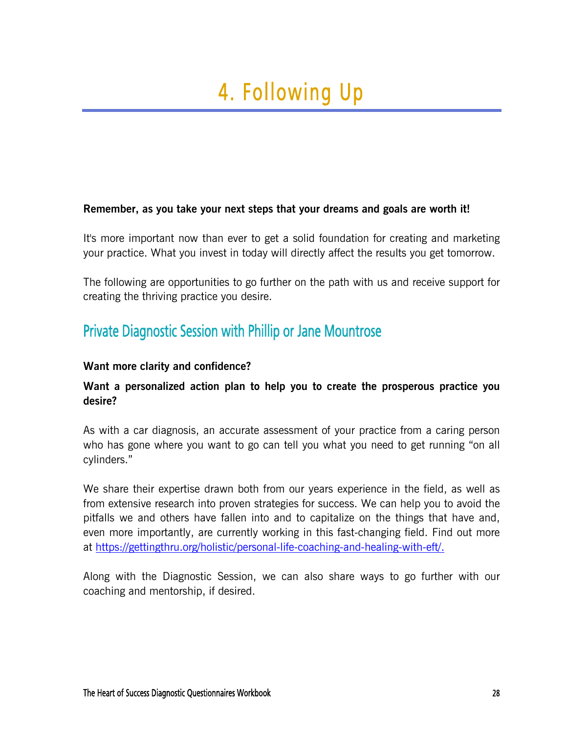# 4. Following Up

**Remember, as you take your next steps that your dreams and goals are worth it!**

It's more important now than ever to get a solid foundation for creating and marketing your practice. What you invest in today will directly affect the results you get tomorrow.

The following are opportunities to go further on the path with us and receive support for creating the thriving practice you desire.

## Private Diagnostic Session with Phillip or Jane Mountrose

**Want more clarity and confidence?**

**Want a personalized action plan to help you to create the prosperous practice you desire?**

As with a car diagnosis, an accurate assessment of your practice from a caring person who has gone where you want to go can tell you what you need to get running "on all cylinders."

We share their expertise drawn both from our years experience in the field, as well as from extensive research into proven strategies for success. We can help you to avoid the pitfalls we and others have fallen into and to capitalize on the things that have and, even more importantly, are currently working in this fast-changing field. Find out more at [https://gettingthru.org/holistic/personal-life-coaching-and-healing-with-eft/.](https://gettingthru.org/holistic/personal-life-coaching-and-healing-with-eft/)

Along with the Diagnostic Session, we can also share ways to go further with our coaching and mentorship, if desired.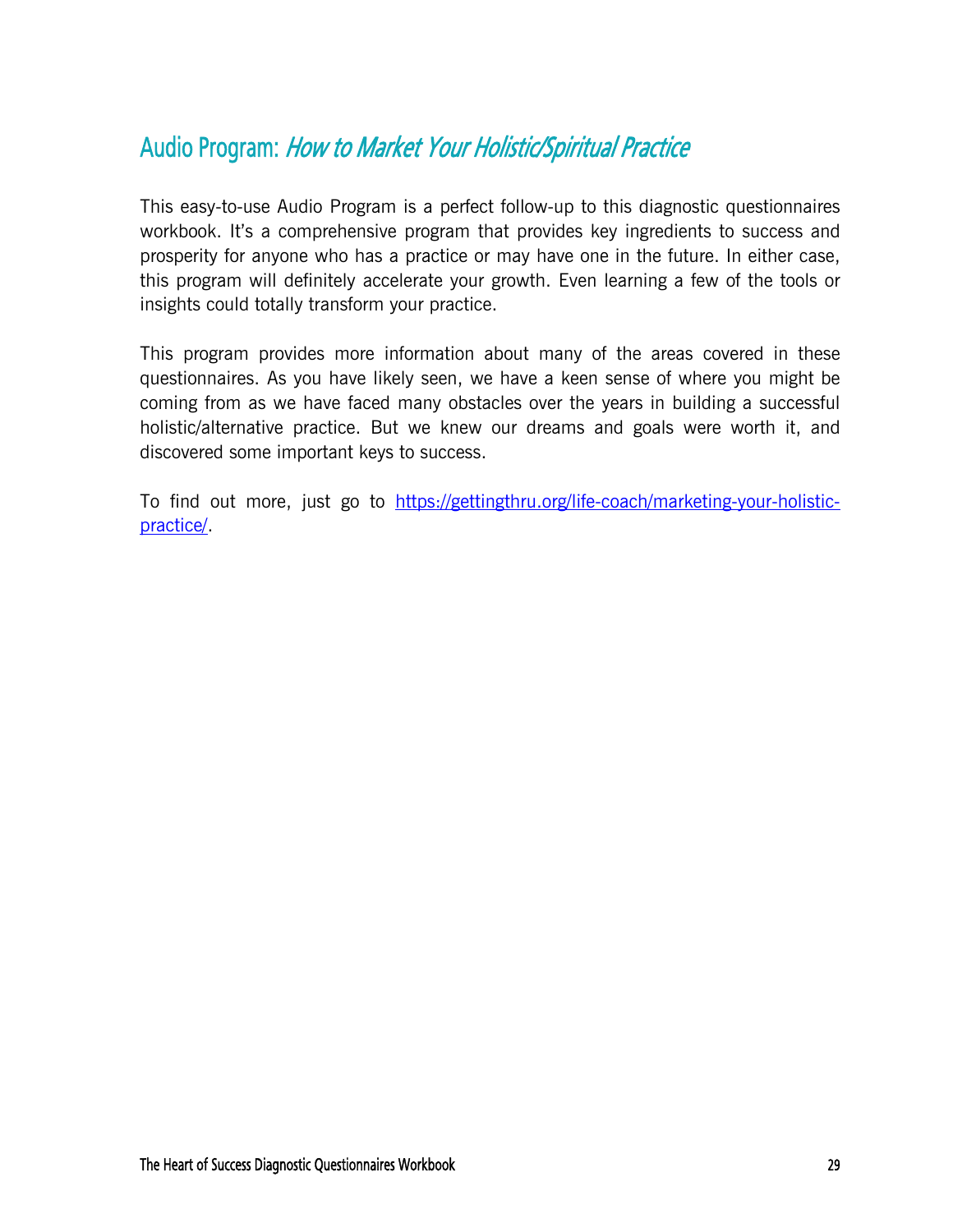## Audio Program: *How to Market Your Holistic/Spiritual Practice*

This easy-to-use Audio Program is a perfect follow-up to this diagnostic questionnaires workbook. It's a comprehensive program that provides key ingredients to success and prosperity for anyone who has a practice or may have one in the future. In either case, this program will definitely accelerate your growth. Even learning a few of the tools or insights could totally transform your practice.

This program provides more information about many of the areas covered in these questionnaires. As you have likely seen, we have a keen sense of where you might be coming from as we have faced many obstacles over the years in building a successful holistic/alternative practice. But we knew our dreams and goals were worth it, and discovered some important keys to success.

To find out more, just go to [https://gettingthru.org/life-coach/marketing-your-holistic-practice/](https://gettingthru.org/life-coach/marketing-your-holistic-practice/).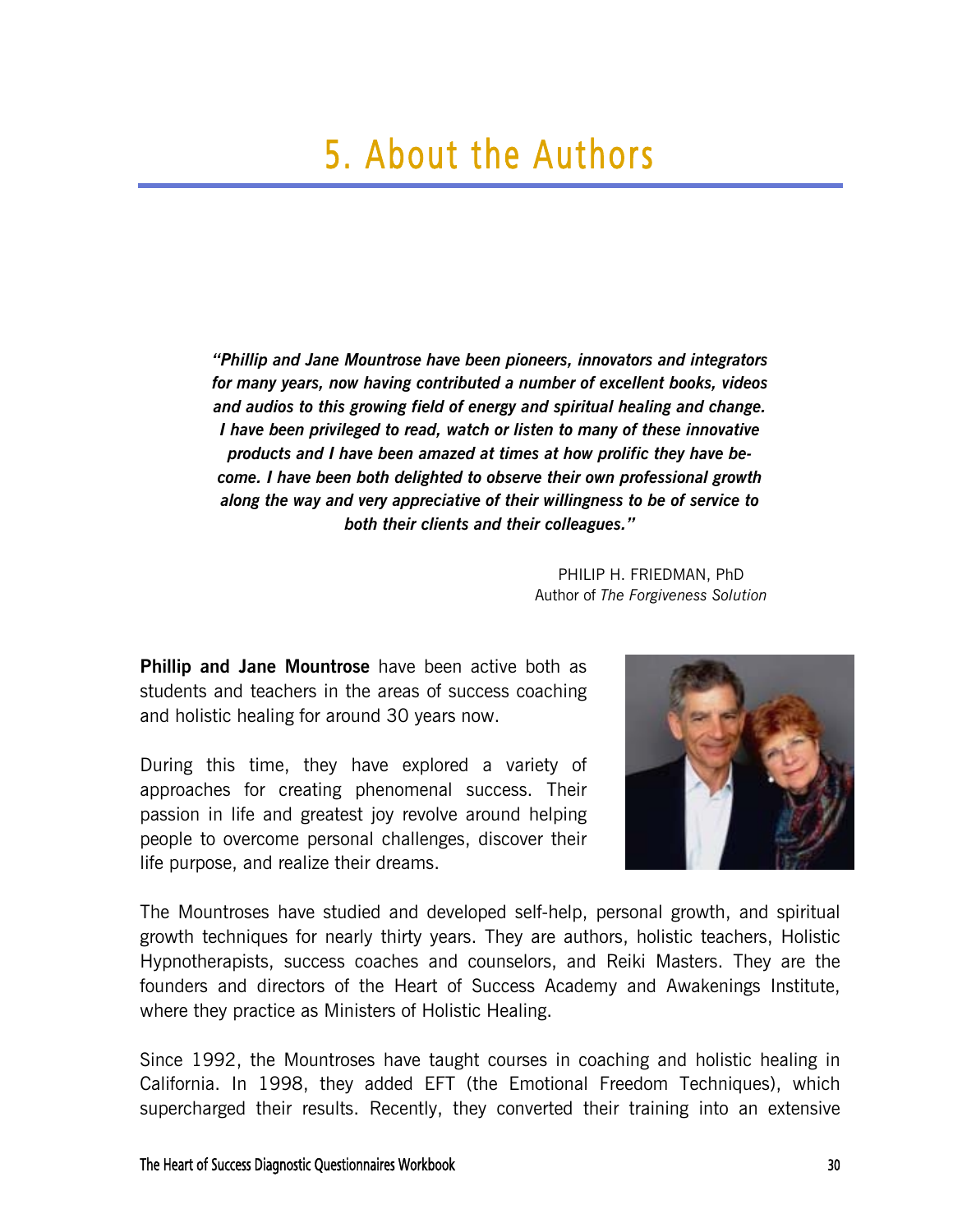# 5. About the Authors

***"Phillip and Jane Mountrose have been pioneers, innovators and integrators for many years, now having contributed a number of excellent books, videos and audios to this growing field of energy and spiritual healing and change. I have been privileged to read, watch or listen to many of these innovative products and I have been amazed at times at how prolific they have become. I have been both delighted to observe their own professional growth along the way and very appreciative of their willingness to be of service to both their clients and their colleagues."***

PHILIP H. FRIEDMAN, PhD
Author of *The Forgiveness Solution*

**Phillip and Jane Mountrose** have been active both as students and teachers in the areas of success coaching and holistic healing for around 30 years now.

During this time, they have explored a variety of approaches for creating phenomenal success. Their passion in life and greatest joy revolve around helping people to overcome personal challenges, discover their life purpose, and realize their dreams.

The Mountroses have studied and developed self-help, personal growth, and spiritual growth techniques for nearly thirty years. They are authors, holistic teachers, Holistic Hypnotherapists, success coaches and counselors, and Reiki Masters. They are the founders and directors of the Heart of Success Academy and Awakenings Institute, where they practice as Ministers of Holistic Healing.

Since 1992, the Mountroses have taught courses in coaching and holistic healing in California. In 1998, they added EFT (the Emotional Freedom Techniques), which supercharged their results. Recently, they converted their training into an extensive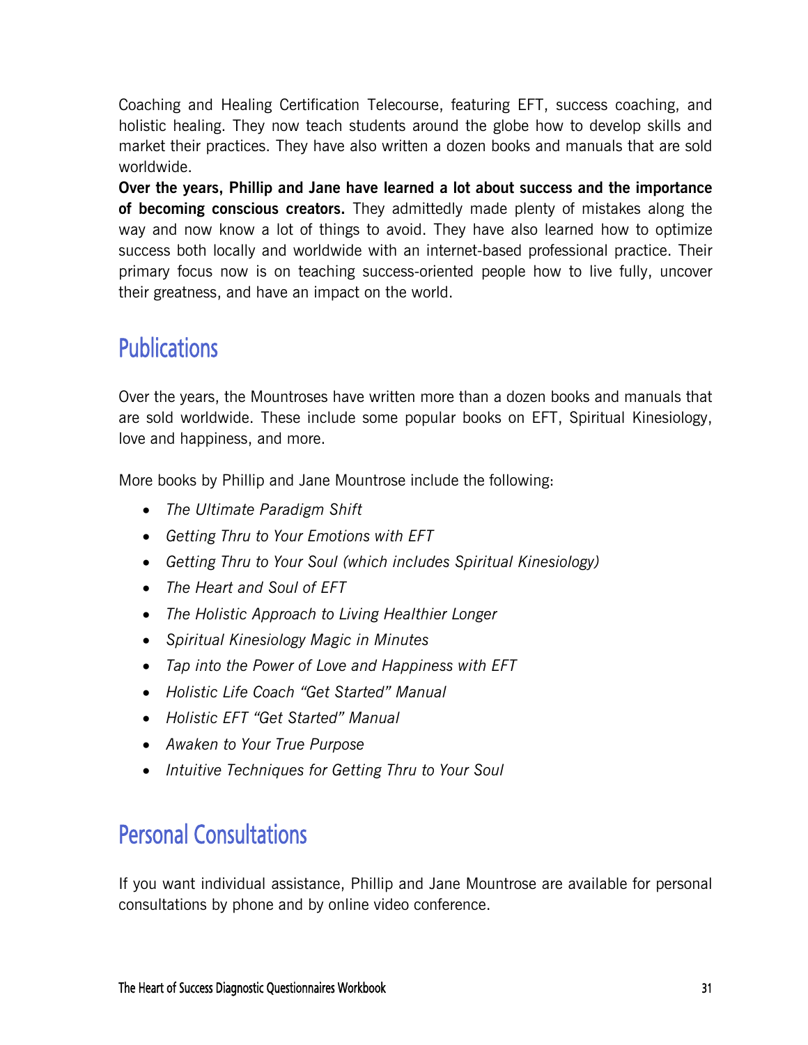Coaching and Healing Certification Telecourse, featuring EFT, success coaching, and holistic healing. They now teach students around the globe how to develop skills and market their practices. They have also written a dozen books and manuals that are sold worldwide.

**Over the years, Phillip and Jane have learned a lot about success and the importance of becoming conscious creators.** They admittedly made plenty of mistakes along the way and now know a lot of things to avoid. They have also learned how to optimize success both locally and worldwide with an internet-based professional practice. Their primary focus now is on teaching success-oriented people how to live fully, uncover their greatness, and have an impact on the world.

## Publications

Over the years, the Mountroses have written more than a dozen books and manuals that are sold worldwide. These include some popular books on EFT, Spiritual Kinesiology, love and happiness, and more.

More books by Phillip and Jane Mountrose include the following:

- *The Ultimate Paradigm Shift*
- *Getting Thru to Your Emotions with EFT*
- *Getting Thru to Your Soul (which includes Spiritual Kinesiology)*
- *The Heart and Soul of EFT*
- *The Holistic Approach to Living Healthier Longer*
- *Spiritual Kinesiology Magic in Minutes*
- *Tap into the Power of Love and Happiness with EFT*
- *Holistic Life Coach "Get Started" Manual*
- *Holistic EFT "Get Started" Manual*
- *Awaken to Your True Purpose*
- *Intuitive Techniques for Getting Thru to Your Soul*

## Personal Consultations

If you want individual assistance, Phillip and Jane Mountrose are available for personal consultations by phone and by online video conference.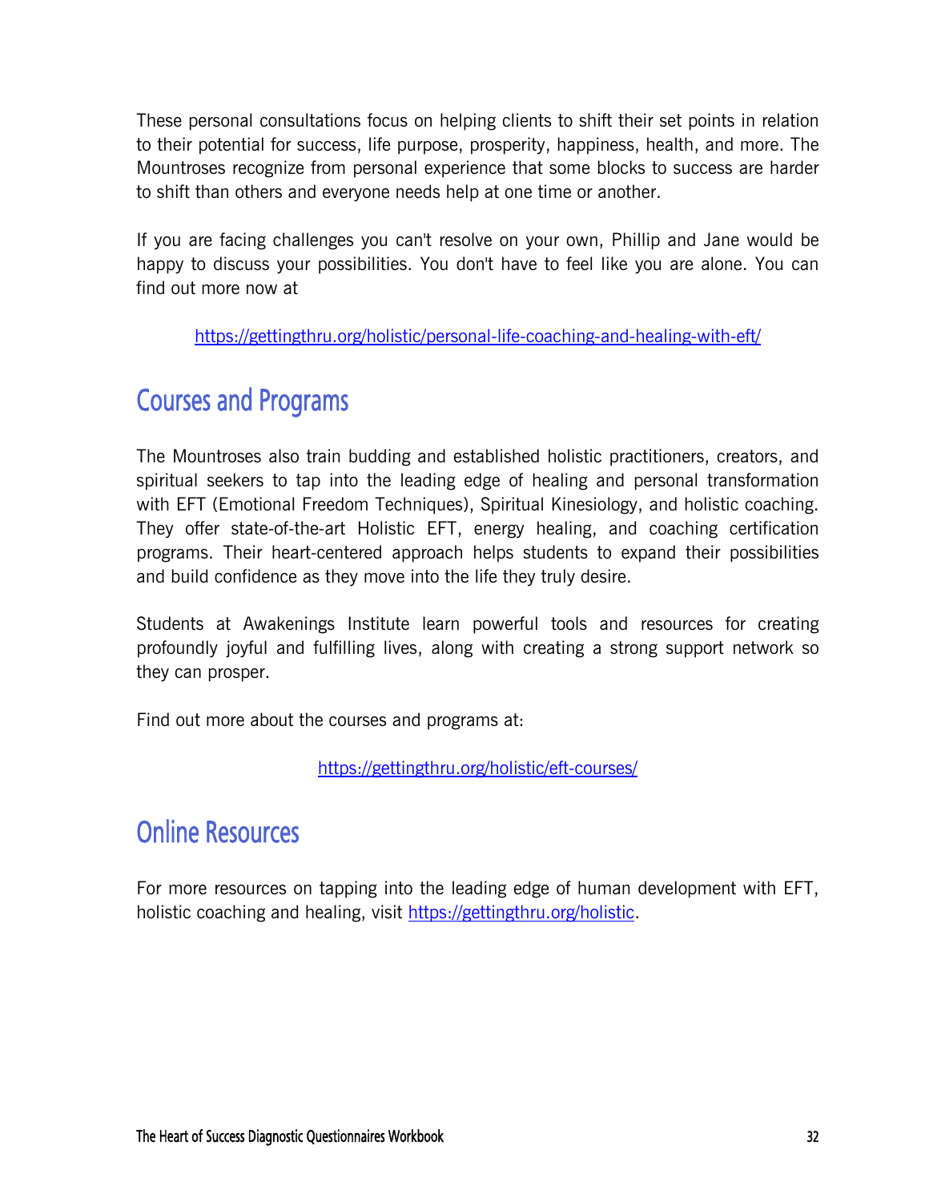These personal consultations focus on helping clients to shift their set points in relation to their potential for success, life purpose, prosperity, happiness, health, and more. The Mountroses recognize from personal experience that some blocks to success are harder to shift than others and everyone needs help at one time or another.

If you are facing challenges you can't resolve on your own, Phillip and Jane would be happy to discuss your possibilities. You don't have to feel like you are alone. You can find out more now at

https://gettingthru.org/holistic/personal-life-coaching-and-healing-with-eft/

## Courses and Programs

The Mountroses also train budding and established holistic practitioners, creators, and spiritual seekers to tap into the leading edge of healing and personal transformation with EFT (Emotional Freedom Techniques), Spiritual Kinesiology, and holistic coaching. They offer state-of-the-art Holistic EFT, energy healing, and coaching certification programs. Their heart-centered approach helps students to expand their possibilities and build confidence as they move into the life they truly desire.

Students at Awakenings Institute learn powerful tools and resources for creating profoundly joyful and fulfilling lives, along with creating a strong support network so they can prosper.

Find out more about the courses and programs at:

https://gettingthru.org/holistic/eft-courses/

## Online Resources

For more resources on tapping into the leading edge of human development with EFT, holistic coaching and healing, visit https://gettingthru.org/holistic.